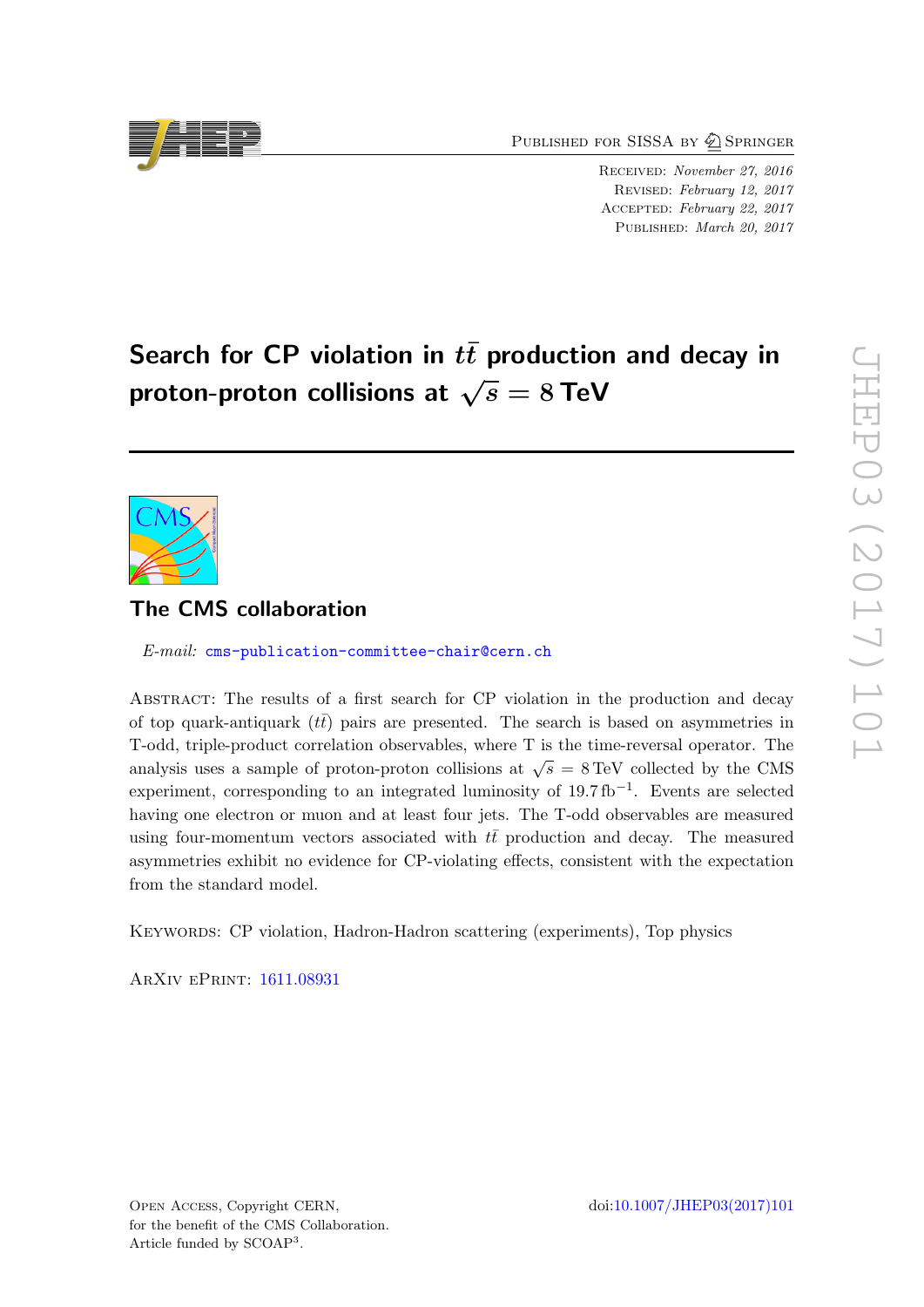Published for SISSA by Springer

Received: *November 27, 2016*
Revised: *February 12, 2017*
Accepted: *February 22, 2017*
Published: *March 20, 2017*

# Search for CP violation in $t\bar{t}$ production and decay in proton-proton collisions at $\sqrt{s} = 8$ TeV

## The CMS collaboration

*E-mail:* cms-publication-committee-chair@cern.ch

Abstract: The results of a first search for CP violation in the production and decay of top quark-antiquark ($t\bar{t}$) pairs are presented. The search is based on asymmetries in T-odd, triple-product correlation observables, where T is the time-reversal operator. The analysis uses a sample of proton-proton collisions at $\sqrt{s} = 8$ TeV collected by the CMS experiment, corresponding to an integrated luminosity of 19.7 fb$^{-1}$. Events are selected having one electron or muon and at least four jets. The T-odd observables are measured using four-momentum vectors associated with $t\bar{t}$ production and decay. The measured asymmetries exhibit no evidence for CP-violating effects, consistent with the expectation from the standard model.

Keywords: CP violation, Hadron-Hadron scattering (experiments), Top physics

ArXiv ePrint: 1611.08931

Open Access, Copyright CERN, for the benefit of the CMS Collaboration. Article funded by SCOAP[3].

doi:10.1007/JHEP03(2017)101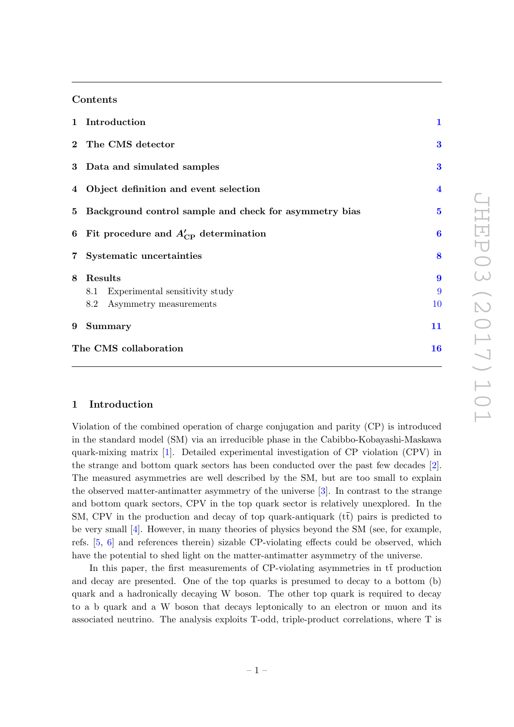## Contents

| | | |
|---|---|---|
| **1** | **Introduction** | **1** |
| **2** | **The CMS detector** | **3** |
| **3** | **Data and simulated samples** | **3** |
| **4** | **Object definition and event selection** | **4** |
| **5** | **Background control sample and check for asymmetry bias** | **5** |
| **6** | **Fit procedure and $A'_{CP}$ determination** | **6** |
| **7** | **Systematic uncertainties** | **8** |
| **8** | **Results** | **9** |
| | 8.1 Experimental sensitivity study | 9 |
| | 8.2 Asymmetry measurements | 10 |
| **9** | **Summary** | **11** |
| | **The CMS collaboration** | **16** |

## 1 Introduction

Violation of the combined operation of charge conjugation and parity (CP) is introduced in the standard model (SM) via an irreducible phase in the Cabibbo-Kobayashi-Maskawa quark-mixing matrix [1]. Detailed experimental investigation of CP violation (CPV) in the strange and bottom quark sectors has been conducted over the past few decades [2]. The measured asymmetries are well described by the SM, but are too small to explain the observed matter-antimatter asymmetry of the universe [3]. In contrast to the strange and bottom quark sectors, CPV in the top quark sector is relatively unexplored. In the SM, CPV in the production and decay of top quark-antiquark ($\mathrm{t\bar{t}}$) pairs is predicted to be very small [4]. However, in many theories of physics beyond the SM (see, for example, refs. [5, 6] and references therein) sizable CP-violating effects could be observed, which have the potential to shed light on the matter-antimatter asymmetry of the universe.

In this paper, the first measurements of CP-violating asymmetries in $\mathrm{t\bar{t}}$ production and decay are presented. One of the top quarks is presumed to decay to a bottom (b) quark and a hadronically decaying W boson. The other top quark is required to decay to a b quark and a W boson that decays leptonically to an electron or muon and its associated neutrino. The analysis exploits T-odd, triple-product correlations, where T is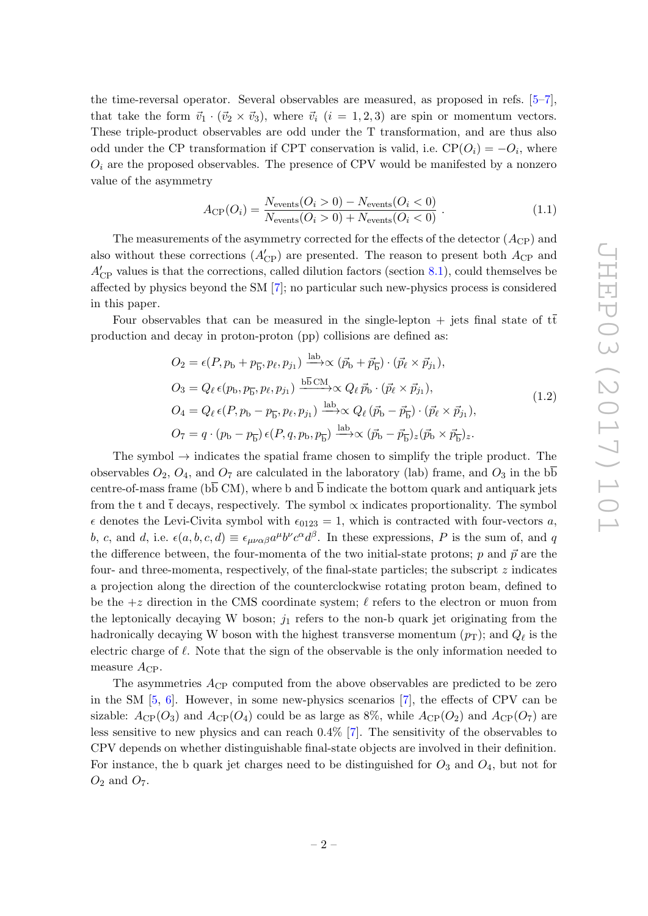the time-reversal operator. Several observables are measured, as proposed in refs. [5–7], that take the form $\vec{v}_1 \cdot (\vec{v}_2 \times \vec{v}_3)$, where $\vec{v}_i$ $(i = 1, 2, 3)$ are spin or momentum vectors. These triple-product observables are odd under the T transformation, and are thus also odd under the CP transformation if CPT conservation is valid, i.e. $\mathrm{CP}(O_i) = -O_i$, where $O_i$ are the proposed observables. The presence of CPV would be manifested by a nonzero value of the asymmetry

$$A_{\mathrm{CP}}(O_i) = \frac{N_{\mathrm{events}}(O_i > 0) - N_{\mathrm{events}}(O_i < 0)}{N_{\mathrm{events}}(O_i > 0) + N_{\mathrm{events}}(O_i < 0)} . \tag{1.1}$$

The measurements of the asymmetry corrected for the effects of the detector ($A_{\mathrm{CP}}$) and also without these corrections ($A'_{\mathrm{CP}}$) are presented. The reason to present both $A_{\mathrm{CP}}$ and $A'_{\mathrm{CP}}$ values is that the corrections, called dilution factors (section 8.1), could themselves be affected by physics beyond the SM [7]; no particular such new-physics process is considered in this paper.

Four observables that can be measured in the single-lepton + jets final state of $\mathrm{t\bar{t}}$ production and decay in proton-proton (pp) collisions are defined as:

$$\begin{aligned}
O_2 &= \epsilon(P, p_{\mathrm{b}} + p_{\overline{\mathrm{b}}}, p_\ell, p_{j_1}) \xrightarrow{\mathrm{lab}} \propto (\vec{p}_{\mathrm{b}} + \vec{p}_{\overline{\mathrm{b}}}) \cdot (\vec{p}_\ell \times \vec{p}_{j_1}), \\
O_3 &= Q_\ell \, \epsilon(p_{\mathrm{b}}, p_{\overline{\mathrm{b}}}, p_\ell, p_{j_1}) \xrightarrow{\mathrm{b\overline{b}\,CM}} \propto Q_\ell \, \vec{p}_{\mathrm{b}} \cdot (\vec{p}_\ell \times \vec{p}_{j_1}), \\
O_4 &= Q_\ell \, \epsilon(P, p_{\mathrm{b}} - p_{\overline{\mathrm{b}}}, p_\ell, p_{j_1}) \xrightarrow{\mathrm{lab}} \propto Q_\ell \, (\vec{p}_{\mathrm{b}} - \vec{p}_{\overline{\mathrm{b}}}) \cdot (\vec{p}_\ell \times \vec{p}_{j_1}), \\
O_7 &= q \cdot (p_{\mathrm{b}} - p_{\overline{\mathrm{b}}}) \, \epsilon(P, q, p_{\mathrm{b}}, p_{\overline{\mathrm{b}}}) \xrightarrow{\mathrm{lab}} \propto (\vec{p}_{\mathrm{b}} - \vec{p}_{\overline{\mathrm{b}}})_z (\vec{p}_{\mathrm{b}} \times \vec{p}_{\overline{\mathrm{b}}})_z .
\end{aligned} \tag{1.2}$$

The symbol $\rightarrow$ indicates the spatial frame chosen to simplify the triple product. The observables $O_2$, $O_4$, and $O_7$ are calculated in the laboratory (lab) frame, and $O_3$ in the $\mathrm{b\overline{b}}$ centre-of-mass frame ($\mathrm{b\overline{b}}$ CM), where b and $\overline{\mathrm{b}}$ indicate the bottom quark and antiquark jets from the t and $\bar{\mathrm{t}}$ decays, respectively. The symbol $\propto$ indicates proportionality. The symbol $\epsilon$ denotes the Levi-Civita symbol with $\epsilon_{0123} = 1$, which is contracted with four-vectors $a$, $b$, $c$, and $d$, i.e. $\epsilon(a, b, c, d) \equiv \epsilon_{\mu\nu\alpha\beta} a^\mu b^\nu c^\alpha d^\beta$. In these expressions, $P$ is the sum of, and $q$ the difference between, the four-momenta of the two initial-state protons; $p$ and $\vec{p}$ are the four- and three-momenta, respectively, of the final-state particles; the subscript $z$ indicates a projection along the direction of the counterclockwise rotating proton beam, defined to be the $+z$ direction in the CMS coordinate system; $\ell$ refers to the electron or muon from the leptonically decaying W boson; $j_1$ refers to the non-b quark jet originating from the hadronically decaying W boson with the highest transverse momentum ($p_{\mathrm{T}}$); and $Q_\ell$ is the electric charge of $\ell$. Note that the sign of the observable is the only information needed to measure $A_{\mathrm{CP}}$.

The asymmetries $A_{\mathrm{CP}}$ computed from the above observables are predicted to be zero in the SM [5, 6]. However, in some new-physics scenarios [7], the effects of CPV can be sizable: $A_{\mathrm{CP}}(O_3)$ and $A_{\mathrm{CP}}(O_4)$ could be as large as 8%, while $A_{\mathrm{CP}}(O_2)$ and $A_{\mathrm{CP}}(O_7)$ are less sensitive to new physics and can reach 0.4% [7]. The sensitivity of the observables to CPV depends on whether distinguishable final-state objects are involved in their definition. For instance, the b quark jet charges need to be distinguished for $O_3$ and $O_4$, but not for $O_2$ and $O_7$.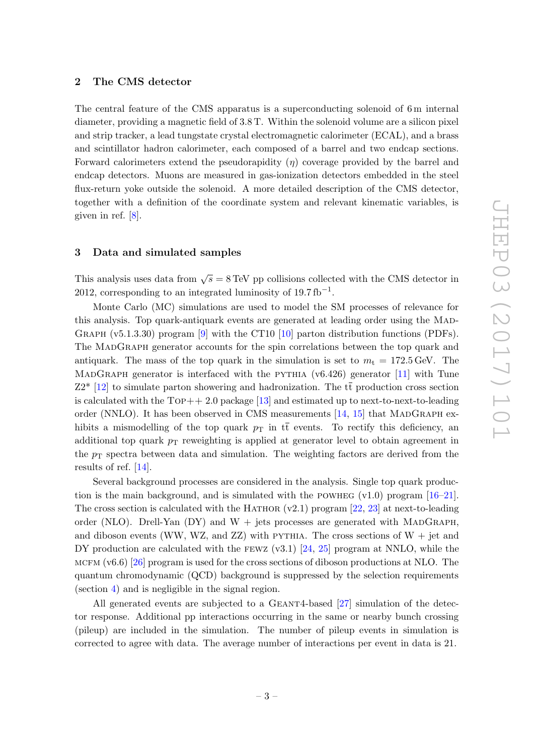## 2 The CMS detector

The central feature of the CMS apparatus is a superconducting solenoid of 6 m internal diameter, providing a magnetic field of 3.8 T. Within the solenoid volume are a silicon pixel and strip tracker, a lead tungstate crystal electromagnetic calorimeter (ECAL), and a brass and scintillator hadron calorimeter, each composed of a barrel and two endcap sections. Forward calorimeters extend the pseudorapidity ($\eta$) coverage provided by the barrel and endcap detectors. Muons are measured in gas-ionization detectors embedded in the steel flux-return yoke outside the solenoid. A more detailed description of the CMS detector, together with a definition of the coordinate system and relevant kinematic variables, is given in ref. [8].

## 3 Data and simulated samples

This analysis uses data from $\sqrt{s} = 8\,\text{TeV}$ pp collisions collected with the CMS detector in 2012, corresponding to an integrated luminosity of $19.7\,\text{fb}^{-1}$.

Monte Carlo (MC) simulations are used to model the SM processes of relevance for this analysis. Top quark-antiquark events are generated at leading order using the MadGraph (v5.1.3.30) program [9] with the CT10 [10] parton distribution functions (PDFs). The MadGraph generator accounts for the spin correlations between the top quark and antiquark. The mass of the top quark in the simulation is set to $m_\text{t} = 172.5\,\text{GeV}$. The MadGraph generator is interfaced with the pythia (v6.426) generator [11] with Tune Z2* [12] to simulate parton showering and hadronization. The $\text{t}\bar{\text{t}}$ production cross section is calculated with the Top++ 2.0 package [13] and estimated up to next-to-next-to-leading order (NNLO). It has been observed in CMS measurements [14, 15] that MadGraph exhibits a mismodelling of the top quark $p_\text{T}$ in $\text{t}\bar{\text{t}}$ events. To rectify this deficiency, an additional top quark $p_\text{T}$ reweighting is applied at generator level to obtain agreement in the $p_\text{T}$ spectra between data and simulation. The weighting factors are derived from the results of ref. [14].

Several background processes are considered in the analysis. Single top quark production is the main background, and is simulated with the powheg (v1.0) program [16–21]. The cross section is calculated with the Hathor (v2.1) program [22, 23] at next-to-leading order (NLO). Drell-Yan (DY) and W + jets processes are generated with MadGraph, and diboson events (WW, WZ, and ZZ) with pythia. The cross sections of W + jet and DY production are calculated with the fewz (v3.1) [24, 25] program at NNLO, while the mcfm (v6.6) [26] program is used for the cross sections of diboson productions at NLO. The quantum chromodynamic (QCD) background is suppressed by the selection requirements (section 4) and is negligible in the signal region.

All generated events are subjected to a Geant4-based [27] simulation of the detector response. Additional pp interactions occurring in the same or nearby bunch crossing (pileup) are included in the simulation. The number of pileup events in simulation is corrected to agree with data. The average number of interactions per event in data is 21.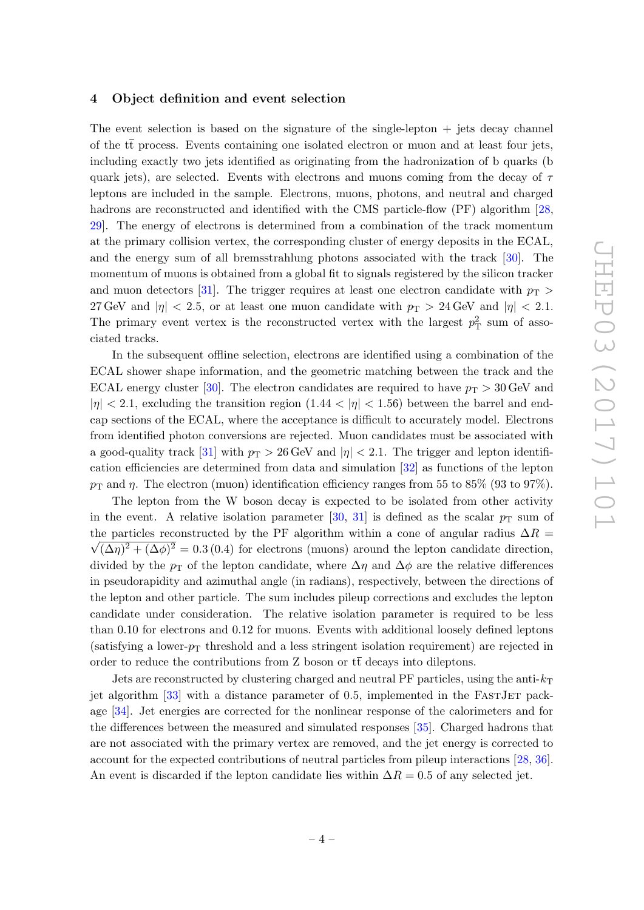## 4 Object definition and event selection

The event selection is based on the signature of the single-lepton + jets decay channel of the $\mathrm{t\bar{t}}$ process. Events containing one isolated electron or muon and at least four jets, including exactly two jets identified as originating from the hadronization of b quarks (b quark jets), are selected. Events with electrons and muons coming from the decay of $\tau$ leptons are included in the sample. Electrons, muons, photons, and neutral and charged hadrons are reconstructed and identified with the CMS particle-flow (PF) algorithm [28, 29]. The energy of electrons is determined from a combination of the track momentum at the primary collision vertex, the corresponding cluster of energy deposits in the ECAL, and the energy sum of all bremsstrahlung photons associated with the track [30]. The momentum of muons is obtained from a global fit to signals registered by the silicon tracker and muon detectors [31]. The trigger requires at least one electron candidate with $p_{\mathrm{T}} > 27\,\mathrm{GeV}$ and $|\eta| < 2.5$, or at least one muon candidate with $p_{\mathrm{T}} > 24\,\mathrm{GeV}$ and $|\eta| < 2.1$. The primary event vertex is the reconstructed vertex with the largest $p_{\mathrm{T}}^2$ sum of associated tracks.

In the subsequent offline selection, electrons are identified using a combination of the ECAL shower shape information, and the geometric matching between the track and the ECAL energy cluster [30]. The electron candidates are required to have $p_{\mathrm{T}} > 30\,\mathrm{GeV}$ and $|\eta| < 2.1$, excluding the transition region ($1.44 < |\eta| < 1.56$) between the barrel and endcap sections of the ECAL, where the acceptance is difficult to accurately model. Electrons from identified photon conversions are rejected. Muon candidates must be associated with a good-quality track [31] with $p_{\mathrm{T}} > 26\,\mathrm{GeV}$ and $|\eta| < 2.1$. The trigger and lepton identification efficiencies are determined from data and simulation [32] as functions of the lepton $p_{\mathrm{T}}$ and $\eta$. The electron (muon) identification efficiency ranges from 55 to 85% (93 to 97%).

The lepton from the W boson decay is expected to be isolated from other activity in the event. A relative isolation parameter [30, 31] is defined as the scalar $p_{\mathrm{T}}$ sum of the particles reconstructed by the PF algorithm within a cone of angular radius $\Delta R = \sqrt{(\Delta\eta)^2 + (\Delta\phi)^2} = 0.3\,(0.4)$ for electrons (muons) around the lepton candidate direction, divided by the $p_{\mathrm{T}}$ of the lepton candidate, where $\Delta\eta$ and $\Delta\phi$ are the relative differences in pseudorapidity and azimuthal angle (in radians), respectively, between the directions of the lepton and other particle. The sum includes pileup corrections and excludes the lepton candidate under consideration. The relative isolation parameter is required to be less than 0.10 for electrons and 0.12 for muons. Events with additional loosely defined leptons (satisfying a lower-$p_{\mathrm{T}}$ threshold and a less stringent isolation requirement) are rejected in order to reduce the contributions from Z boson or $\mathrm{t\bar{t}}$ decays into dileptons.

Jets are reconstructed by clustering charged and neutral PF particles, using the anti-$k_{\mathrm{T}}$ jet algorithm [33] with a distance parameter of 0.5, implemented in the FastJet package [34]. Jet energies are corrected for the nonlinear response of the calorimeters and for the differences between the measured and simulated responses [35]. Charged hadrons that are not associated with the primary vertex are removed, and the jet energy is corrected to account for the expected contributions of neutral particles from pileup interactions [28, 36]. An event is discarded if the lepton candidate lies within $\Delta R = 0.5$ of any selected jet.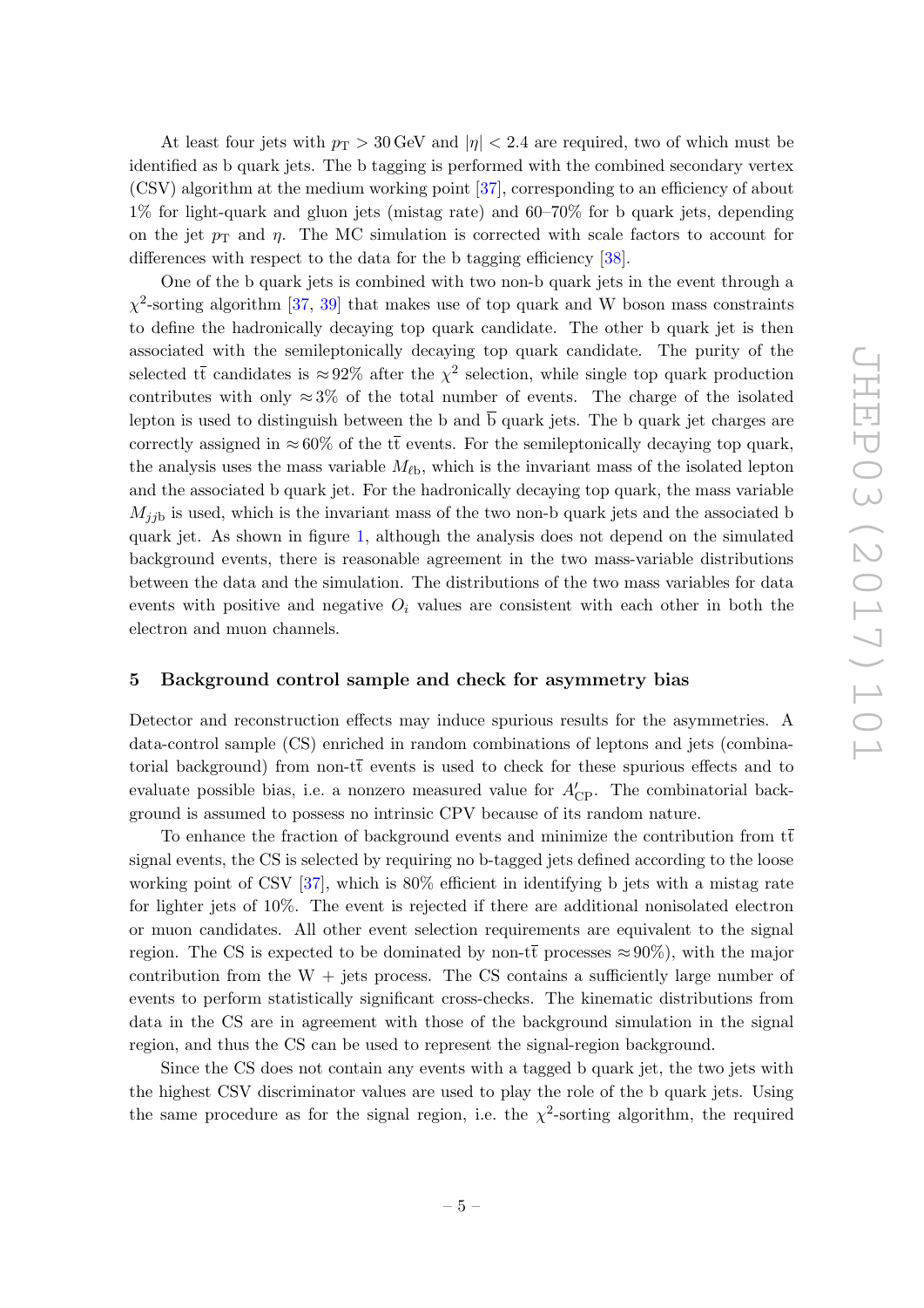At least four jets with $p_{\mathrm{T}} > 30\,\mathrm{GeV}$ and $|\eta| < 2.4$ are required, two of which must be identified as b quark jets. The b tagging is performed with the combined secondary vertex (CSV) algorithm at the medium working point [37], corresponding to an efficiency of about 1% for light-quark and gluon jets (mistag rate) and 60–70% for b quark jets, depending on the jet $p_{\mathrm{T}}$ and $\eta$. The MC simulation is corrected with scale factors to account for differences with respect to the data for the b tagging efficiency [38].

One of the b quark jets is combined with two non-b quark jets in the event through a $\chi^2$-sorting algorithm [37, 39] that makes use of top quark and W boson mass constraints to define the hadronically decaying top quark candidate. The other b quark jet is then associated with the semileptonically decaying top quark candidate. The purity of the selected $\mathrm{t\bar{t}}$ candidates is $\approx 92\%$ after the $\chi^2$ selection, while single top quark production contributes with only $\approx 3\%$ of the total number of events. The charge of the isolated lepton is used to distinguish between the b and $\overline{\mathrm{b}}$ quark jets. The b quark jet charges are correctly assigned in $\approx 60\%$ of the $\mathrm{t\bar{t}}$ events. For the semileptonically decaying top quark, the analysis uses the mass variable $M_{\ell\mathrm{b}}$, which is the invariant mass of the isolated lepton and the associated b quark jet. For the hadronically decaying top quark, the mass variable $M_{jj\mathrm{b}}$ is used, which is the invariant mass of the two non-b quark jets and the associated b quark jet. As shown in figure 1, although the analysis does not depend on the simulated background events, there is reasonable agreement in the two mass-variable distributions between the data and the simulation. The distributions of the two mass variables for data events with positive and negative $O_i$ values are consistent with each other in both the electron and muon channels.

## 5 Background control sample and check for asymmetry bias

Detector and reconstruction effects may induce spurious results for the asymmetries. A data-control sample (CS) enriched in random combinations of leptons and jets (combinatorial background) from non-$\mathrm{t\bar{t}}$ events is used to check for these spurious effects and to evaluate possible bias, i.e. a nonzero measured value for $A'_{\mathrm{CP}}$. The combinatorial background is assumed to possess no intrinsic CPV because of its random nature.

To enhance the fraction of background events and minimize the contribution from $\mathrm{t\bar{t}}$ signal events, the CS is selected by requiring no b-tagged jets defined according to the loose working point of CSV [37], which is 80% efficient in identifying b jets with a mistag rate for lighter jets of 10%. The event is rejected if there are additional nonisolated electron or muon candidates. All other event selection requirements are equivalent to the signal region. The CS is expected to be dominated by non-$\mathrm{t\bar{t}}$ processes $\approx 90\%$), with the major contribution from the W + jets process. The CS contains a sufficiently large number of events to perform statistically significant cross-checks. The kinematic distributions from data in the CS are in agreement with those of the background simulation in the signal region, and thus the CS can be used to represent the signal-region background.

Since the CS does not contain any events with a tagged b quark jet, the two jets with the highest CSV discriminator values are used to play the role of the b quark jets. Using the same procedure as for the signal region, i.e. the $\chi^2$-sorting algorithm, the required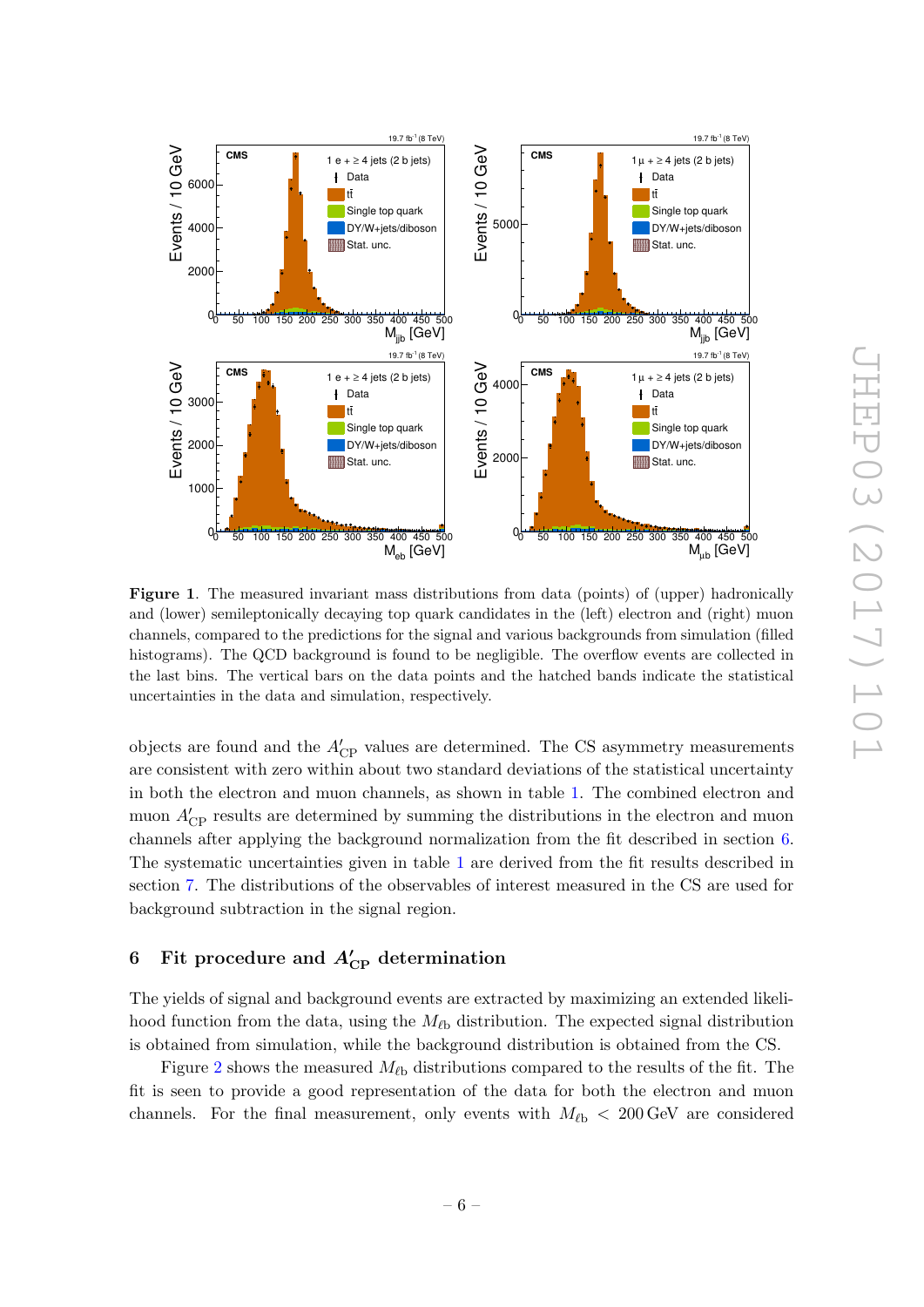**Figure 1**. The measured invariant mass distributions from data (points) of (upper) hadronically and (lower) semileptonically decaying top quark candidates in the (left) electron and (right) muon channels, compared to the predictions for the signal and various backgrounds from simulation (filled histograms). The QCD background is found to be negligible. The overflow events are collected in the last bins. The vertical bars on the data points and the hatched bands indicate the statistical uncertainties in the data and simulation, respectively.

objects are found and the $A'_{\mathrm{CP}}$ values are determined. The CS asymmetry measurements are consistent with zero within about two standard deviations of the statistical uncertainty in both the electron and muon channels, as shown in table 1. The combined electron and muon $A'_{\mathrm{CP}}$ results are determined by summing the distributions in the electron and muon channels after applying the background normalization from the fit described in section 6. The systematic uncertainties given in table 1 are derived from the fit results described in section 7. The distributions of the observables of interest measured in the CS are used for background subtraction in the signal region.

## 6 Fit procedure and $A'_{\mathrm{CP}}$ determination

The yields of signal and background events are extracted by maximizing an extended likelihood function from the data, using the $M_{\ell\mathrm{b}}$ distribution. The expected signal distribution is obtained from simulation, while the background distribution is obtained from the CS.

Figure 2 shows the measured $M_{\ell\mathrm{b}}$ distributions compared to the results of the fit. The fit is seen to provide a good representation of the data for both the electron and muon channels. For the final measurement, only events with $M_{\ell\mathrm{b}} < 200\,\mathrm{GeV}$ are considered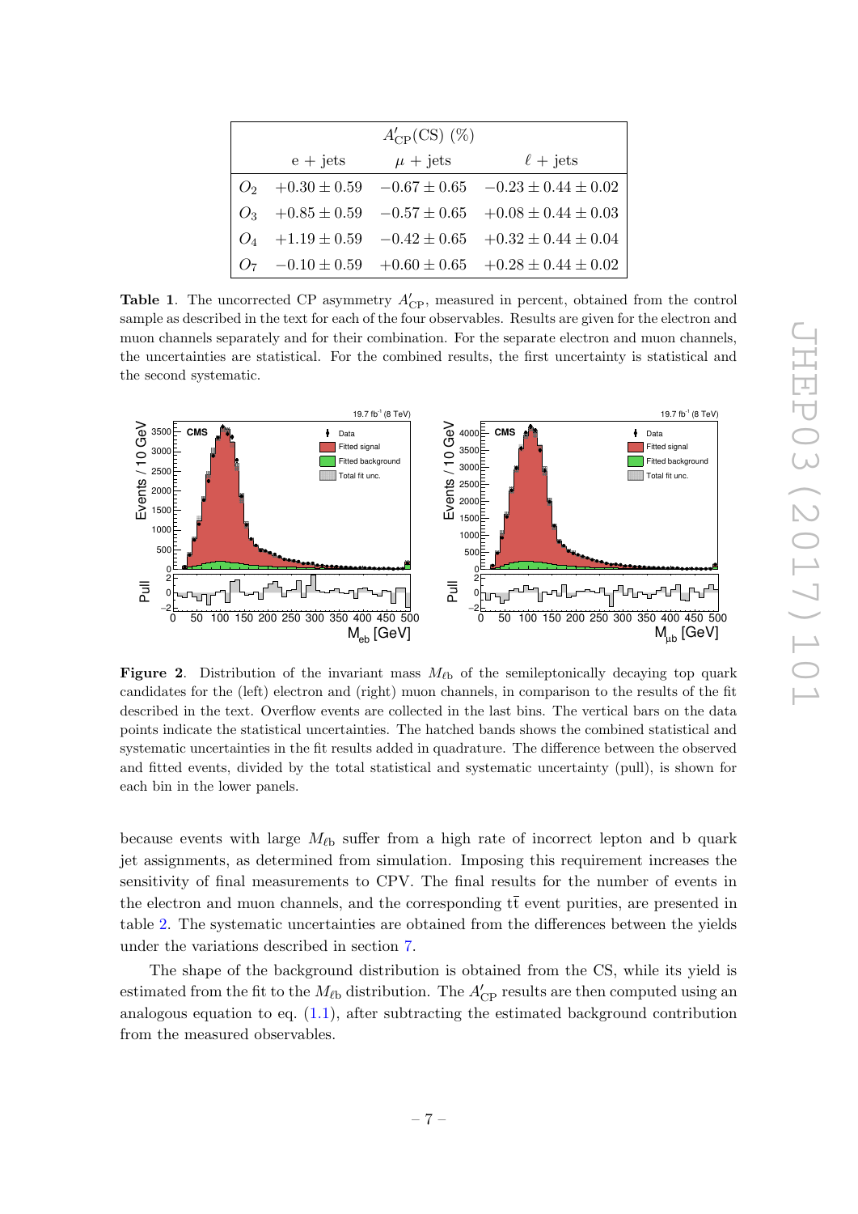| | $A'_{\rm CP}$(CS) (%) | | |
|---|---|---|---|
| | e + jets | $\mu$ + jets | $\ell$ + jets |
| $O_2$ | $+0.30 \pm 0.59$ | $-0.67 \pm 0.65$ | $-0.23 \pm 0.44 \pm 0.02$ |
| $O_3$ | $+0.85 \pm 0.59$ | $-0.57 \pm 0.65$ | $+0.08 \pm 0.44 \pm 0.03$ |
| $O_4$ | $+1.19 \pm 0.59$ | $-0.42 \pm 0.65$ | $+0.32 \pm 0.44 \pm 0.04$ |
| $O_7$ | $-0.10 \pm 0.59$ | $+0.60 \pm 0.65$ | $+0.28 \pm 0.44 \pm 0.02$ |

**Table 1**. The uncorrected CP asymmetry $A'_{\rm CP}$, measured in percent, obtained from the control sample as described in the text for each of the four observables. Results are given for the electron and muon channels separately and for their combination. For the separate electron and muon channels, the uncertainties are statistical. For the combined results, the first uncertainty is statistical and the second systematic.

**Figure 2**. Distribution of the invariant mass $M_{\ell \rm b}$ of the semileptonically decaying top quark candidates for the (left) electron and (right) muon channels, in comparison to the results of the fit described in the text. Overflow events are collected in the last bins. The vertical bars on the data points indicate the statistical uncertainties. The hatched bands shows the combined statistical and systematic uncertainties in the fit results added in quadrature. The difference between the observed and fitted events, divided by the total statistical and systematic uncertainty (pull), is shown for each bin in the lower panels.

because events with large $M_{\ell \rm b}$ suffer from a high rate of incorrect lepton and b quark jet assignments, as determined from simulation. Imposing this requirement increases the sensitivity of final measurements to CPV. The final results for the number of events in the electron and muon channels, and the corresponding $\rm t\bar{t}$ event purities, are presented in table 2. The systematic uncertainties are obtained from the differences between the yields under the variations described in section 7.

The shape of the background distribution is obtained from the CS, while its yield is estimated from the fit to the $M_{\ell \rm b}$ distribution. The $A'_{\rm CP}$ results are then computed using an analogous equation to eq. (1.1), after subtracting the estimated background contribution from the measured observables.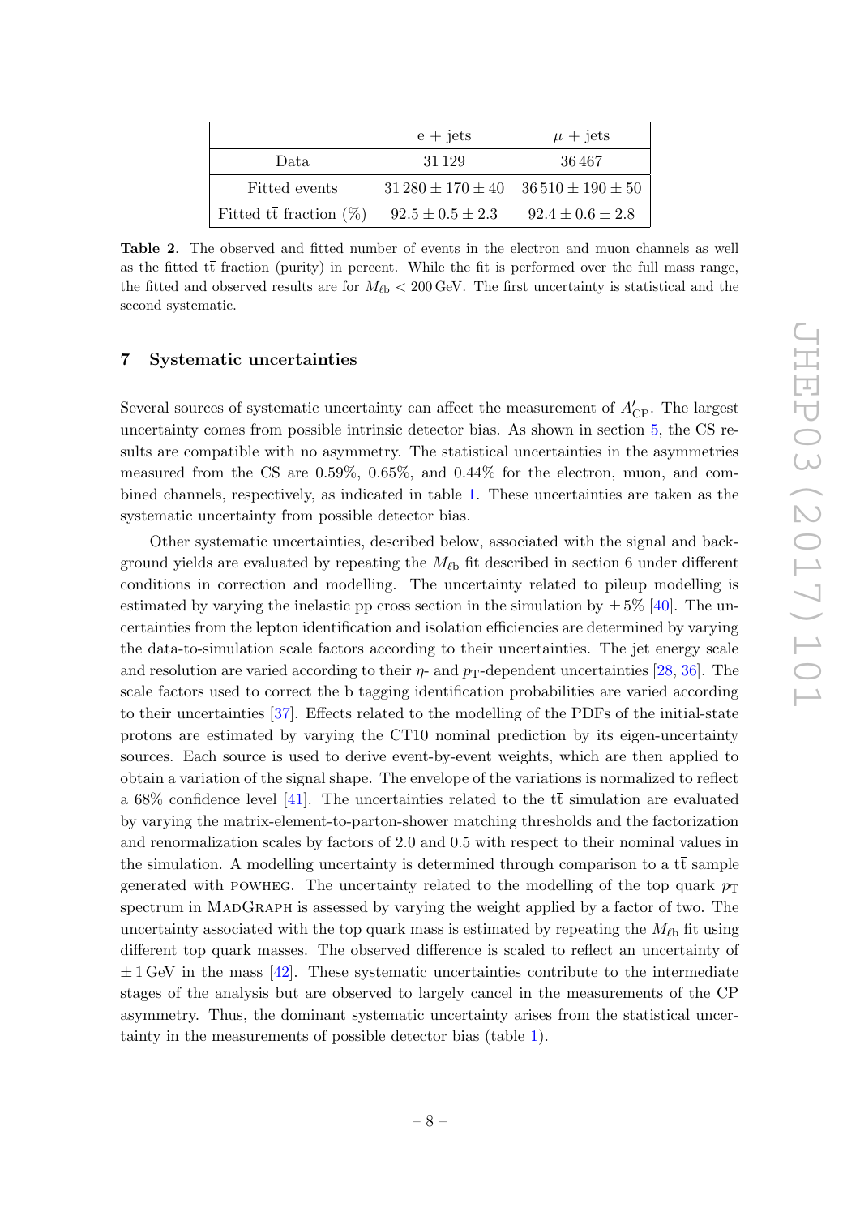| | e + jets | $\mu$ + jets |
|---|---|---|
| Data | 31 129 | 36 467 |
| Fitted events | $31\,280 \pm 170 \pm 40$ | $36\,510 \pm 190 \pm 50$ |
| Fitted $\mathrm{t\bar{t}}$ fraction (%) | $92.5 \pm 0.5 \pm 2.3$ | $92.4 \pm 0.6 \pm 2.8$ |

**Table 2**. The observed and fitted number of events in the electron and muon channels as well as the fitted $\mathrm{t\bar{t}}$ fraction (purity) in percent. While the fit is performed over the full mass range, the fitted and observed results are for $M_{\ell \mathrm{b}} < 200\,\mathrm{GeV}$. The first uncertainty is statistical and the second systematic.

## 7 Systematic uncertainties

Several sources of systematic uncertainty can affect the measurement of $A'_{\mathrm{CP}}$. The largest uncertainty comes from possible intrinsic detector bias. As shown in section 5, the CS results are compatible with no asymmetry. The statistical uncertainties in the asymmetries measured from the CS are 0.59%, 0.65%, and 0.44% for the electron, muon, and combined channels, respectively, as indicated in table 1. These uncertainties are taken as the systematic uncertainty from possible detector bias.

Other systematic uncertainties, described below, associated with the signal and background yields are evaluated by repeating the $M_{\ell \mathrm{b}}$ fit described in section 6 under different conditions in correction and modelling. The uncertainty related to pileup modelling is estimated by varying the inelastic pp cross section in the simulation by $\pm 5\%$ [40]. The uncertainties from the lepton identification and isolation efficiencies are determined by varying the data-to-simulation scale factors according to their uncertainties. The jet energy scale and resolution are varied according to their $\eta$- and $p_{\mathrm{T}}$-dependent uncertainties [28, 36]. The scale factors used to correct the b tagging identification probabilities are varied according to their uncertainties [37]. Effects related to the modelling of the PDFs of the initial-state protons are estimated by varying the CT10 nominal prediction by its eigen-uncertainty sources. Each source is used to derive event-by-event weights, which are then applied to obtain a variation of the signal shape. The envelope of the variations is normalized to reflect a 68% confidence level [41]. The uncertainties related to the $\mathrm{t\bar{t}}$ simulation are evaluated by varying the matrix-element-to-parton-shower matching thresholds and the factorization and renormalization scales by factors of 2.0 and 0.5 with respect to their nominal values in the simulation. A modelling uncertainty is determined through comparison to a $\mathrm{t\bar{t}}$ sample generated with POWHEG. The uncertainty related to the modelling of the top quark $p_{\mathrm{T}}$ spectrum in MADGRAPH is assessed by varying the weight applied by a factor of two. The uncertainty associated with the top quark mass is estimated by repeating the $M_{\ell \mathrm{b}}$ fit using different top quark masses. The observed difference is scaled to reflect an uncertainty of $\pm 1\,\mathrm{GeV}$ in the mass [42]. These systematic uncertainties contribute to the intermediate stages of the analysis but are observed to largely cancel in the measurements of the CP asymmetry. Thus, the dominant systematic uncertainty arises from the statistical uncertainty in the measurements of possible detector bias (table 1).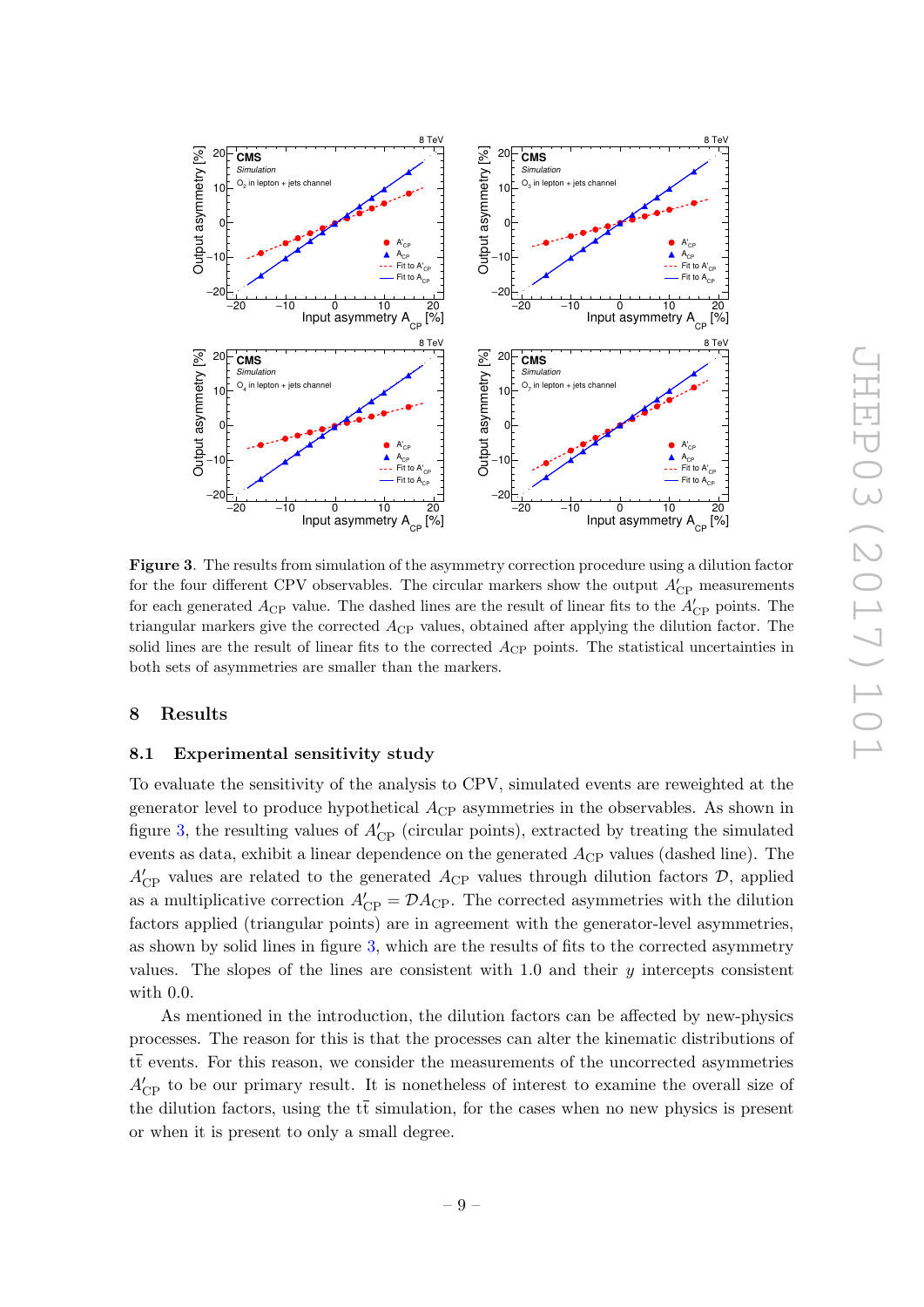**Figure 3**. The results from simulation of the asymmetry correction procedure using a dilution factor for the four different CPV observables. The circular markers show the output $A'_{\mathrm{CP}}$ measurements for each generated $A_{\mathrm{CP}}$ value. The dashed lines are the result of linear fits to the $A'_{\mathrm{CP}}$ points. The triangular markers give the corrected $A_{\mathrm{CP}}$ values, obtained after applying the dilution factor. The solid lines are the result of linear fits to the corrected $A_{\mathrm{CP}}$ points. The statistical uncertainties in both sets of asymmetries are smaller than the markers.

# 8 Results

## 8.1 Experimental sensitivity study

To evaluate the sensitivity of the analysis to CPV, simulated events are reweighted at the generator level to produce hypothetical $A_{\mathrm{CP}}$ asymmetries in the observables. As shown in figure 3, the resulting values of $A'_{\mathrm{CP}}$ (circular points), extracted by treating the simulated events as data, exhibit a linear dependence on the generated $A_{\mathrm{CP}}$ values (dashed line). The $A'_{\mathrm{CP}}$ values are related to the generated $A_{\mathrm{CP}}$ values through dilution factors $\mathcal{D}$, applied as a multiplicative correction $A'_{\mathrm{CP}} = \mathcal{D} A_{\mathrm{CP}}$. The corrected asymmetries with the dilution factors applied (triangular points) are in agreement with the generator-level asymmetries, as shown by solid lines in figure 3, which are the results of fits to the corrected asymmetry values. The slopes of the lines are consistent with 1.0 and their $y$ intercepts consistent with 0.0.

As mentioned in the introduction, the dilution factors can be affected by new-physics processes. The reason for this is that the processes can alter the kinematic distributions of $\mathrm{t\bar{t}}$ events. For this reason, we consider the measurements of the uncorrected asymmetries $A'_{\mathrm{CP}}$ to be our primary result. It is nonetheless of interest to examine the overall size of the dilution factors, using the $\mathrm{t\bar{t}}$ simulation, for the cases when no new physics is present or when it is present to only a small degree.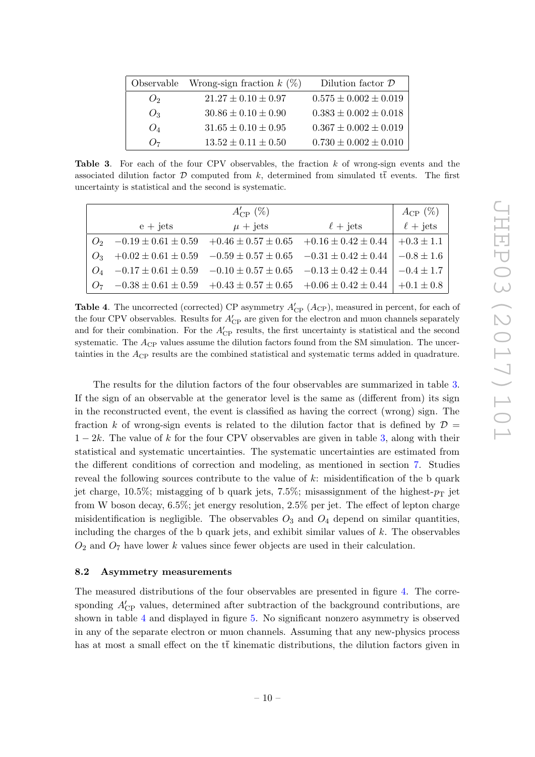| Observable | Wrong-sign fraction $k$ (%) | Dilution factor $\mathcal{D}$ |
|---|---|---|
| $O_2$ | $21.27 \pm 0.10 \pm 0.97$ | $0.575 \pm 0.002 \pm 0.019$ |
| $O_3$ | $30.86 \pm 0.10 \pm 0.90$ | $0.383 \pm 0.002 \pm 0.018$ |
| $O_4$ | $31.65 \pm 0.10 \pm 0.95$ | $0.367 \pm 0.002 \pm 0.019$ |
| $O_7$ | $13.52 \pm 0.11 \pm 0.50$ | $0.730 \pm 0.002 \pm 0.010$ |

**Table 3**. For each of the four CPV observables, the fraction $k$ of wrong-sign events and the associated dilution factor $\mathcal{D}$ computed from $k$, determined from simulated $\mathrm{t\bar{t}}$ events. The first uncertainty is statistical and the second is systematic.

| | $A'_{\mathrm{CP}}$ (%) | | | $A_{\mathrm{CP}}$ (%) |
|---|---|---|---|---|
| | e + jets | $\mu$ + jets | $\ell$ + jets | $\ell$ + jets |
| $O_2$ | $-0.19 \pm 0.61 \pm 0.59$ | $+0.46 \pm 0.57 \pm 0.65$ | $+0.16 \pm 0.42 \pm 0.44$ | $+0.3 \pm 1.1$ |
| $O_3$ | $+0.02 \pm 0.61 \pm 0.59$ | $-0.59 \pm 0.57 \pm 0.65$ | $-0.31 \pm 0.42 \pm 0.44$ | $-0.8 \pm 1.6$ |
| $O_4$ | $-0.17 \pm 0.61 \pm 0.59$ | $-0.10 \pm 0.57 \pm 0.65$ | $-0.13 \pm 0.42 \pm 0.44$ | $-0.4 \pm 1.7$ |
| $O_7$ | $-0.38 \pm 0.61 \pm 0.59$ | $+0.43 \pm 0.57 \pm 0.65$ | $+0.06 \pm 0.42 \pm 0.44$ | $+0.1 \pm 0.8$ |

**Table 4**. The uncorrected (corrected) CP asymmetry $A'_{\mathrm{CP}}$ ($A_{\mathrm{CP}}$), measured in percent, for each of the four CPV observables. Results for $A'_{\mathrm{CP}}$ are given for the electron and muon channels separately and for their combination. For the $A'_{\mathrm{CP}}$ results, the first uncertainty is statistical and the second systematic. The $A_{\mathrm{CP}}$ values assume the dilution factors found from the SM simulation. The uncertainties in the $A_{\mathrm{CP}}$ results are the combined statistical and systematic terms added in quadrature.

The results for the dilution factors of the four observables are summarized in table 3. If the sign of an observable at the generator level is the same as (different from) its sign in the reconstructed event, the event is classified as having the correct (wrong) sign. The fraction $k$ of wrong-sign events is related to the dilution factor that is defined by $\mathcal{D} = 1 - 2k$. The value of $k$ for the four CPV observables are given in table 3, along with their statistical and systematic uncertainties. The systematic uncertainties are estimated from the different conditions of correction and modeling, as mentioned in section 7. Studies reveal the following sources contribute to the value of $k$: misidentification of the b quark jet charge, 10.5%; mistagging of b quark jets, 7.5%; misassignment of the highest-$p_{\mathrm{T}}$ jet from W boson decay, 6.5%; jet energy resolution, 2.5% per jet. The effect of lepton charge misidentification is negligible. The observables $O_3$ and $O_4$ depend on similar quantities, including the charges of the b quark jets, and exhibit similar values of $k$. The observables $O_2$ and $O_7$ have lower $k$ values since fewer objects are used in their calculation.

### 8.2 Asymmetry measurements

The measured distributions of the four observables are presented in figure 4. The corresponding $A'_{\mathrm{CP}}$ values, determined after subtraction of the background contributions, are shown in table 4 and displayed in figure 5. No significant nonzero asymmetry is observed in any of the separate electron or muon channels. Assuming that any new-physics process has at most a small effect on the $\mathrm{t\bar{t}}$ kinematic distributions, the dilution factors given in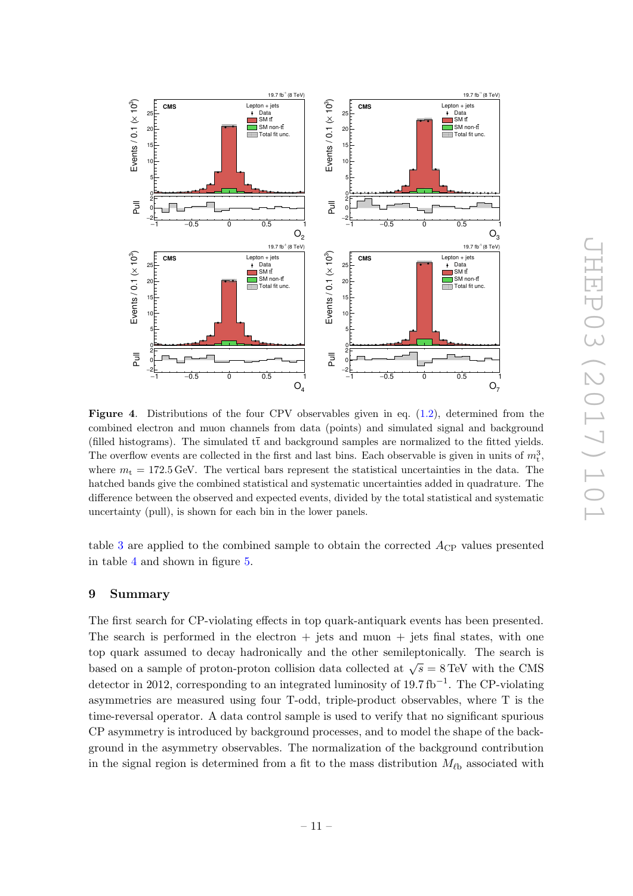**Figure 4**. Distributions of the four CPV observables given in eq. (1.2), determined from the combined electron and muon channels from data (points) and simulated signal and background (filled histograms). The simulated $\mathrm{t\bar{t}}$ and background samples are normalized to the fitted yields. The overflow events are collected in the first and last bins. Each observable is given in units of $m_{\mathrm{t}}^3$, where $m_{\mathrm{t}} = 172.5\,\mathrm{GeV}$. The vertical bars represent the statistical uncertainties in the data. The hatched bands give the combined statistical and systematic uncertainties added in quadrature. The difference between the observed and expected events, divided by the total statistical and systematic uncertainty (pull), is shown for each bin in the lower panels.

table 3 are applied to the combined sample to obtain the corrected $A_{\mathrm{CP}}$ values presented in table 4 and shown in figure 5.

## 9 Summary

The first search for CP-violating effects in top quark-antiquark events has been presented. The search is performed in the electron + jets and muon + jets final states, with one top quark assumed to decay hadronically and the other semileptonically. The search is based on a sample of proton-proton collision data collected at $\sqrt{s} = 8\,\mathrm{TeV}$ with the CMS detector in 2012, corresponding to an integrated luminosity of $19.7\,\mathrm{fb}^{-1}$. The CP-violating asymmetries are measured using four T-odd, triple-product observables, where T is the time-reversal operator. A data control sample is used to verify that no significant spurious CP asymmetry is introduced by background processes, and to model the shape of the background in the asymmetry observables. The normalization of the background contribution in the signal region is determined from a fit to the mass distribution $M_{\ell\mathrm{b}}$ associated with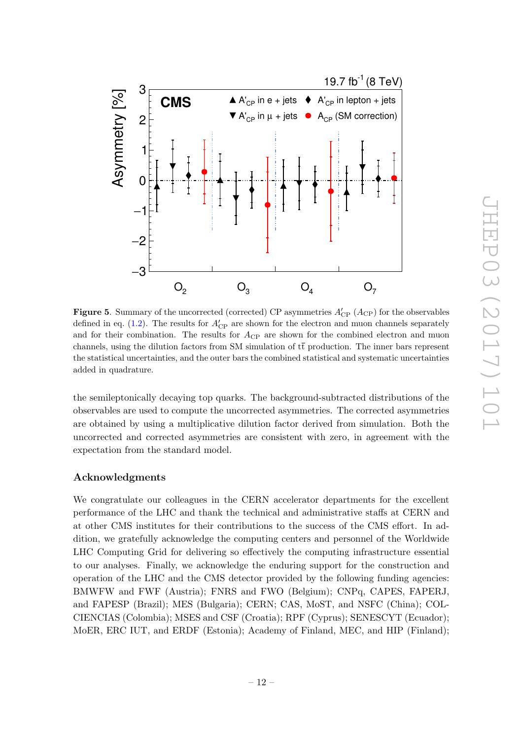**Figure 5**. Summary of the uncorrected (corrected) CP asymmetries $A'_{\mathrm{CP}}$ ($A_{\mathrm{CP}}$) for the observables defined in eq. (1.2). The results for $A'_{\mathrm{CP}}$ are shown for the electron and muon channels separately and for their combination. The results for $A_{\mathrm{CP}}$ are shown for the combined electron and muon channels, using the dilution factors from SM simulation of $\mathrm{t\bar{t}}$ production. The inner bars represent the statistical uncertainties, and the outer bars the combined statistical and systematic uncertainties added in quadrature.

the semileptonically decaying top quarks. The background-subtracted distributions of the observables are used to compute the uncorrected asymmetries. The corrected asymmetries are obtained by using a multiplicative dilution factor derived from simulation. Both the uncorrected and corrected asymmetries are consistent with zero, in agreement with the expectation from the standard model.

### Acknowledgments

We congratulate our colleagues in the CERN accelerator departments for the excellent performance of the LHC and thank the technical and administrative staffs at CERN and at other CMS institutes for their contributions to the success of the CMS effort. In addition, we gratefully acknowledge the computing centers and personnel of the Worldwide LHC Computing Grid for delivering so effectively the computing infrastructure essential to our analyses. Finally, we acknowledge the enduring support for the construction and operation of the LHC and the CMS detector provided by the following funding agencies: BMWFW and FWF (Austria); FNRS and FWO (Belgium); CNPq, CAPES, FAPERJ, and FAPESP (Brazil); MES (Bulgaria); CERN; CAS, MoST, and NSFC (China); COLCIENCIAS (Colombia); MSES and CSF (Croatia); RPF (Cyprus); SENESCYT (Ecuador); MoER, ERC IUT, and ERDF (Estonia); Academy of Finland, MEC, and HIP (Finland);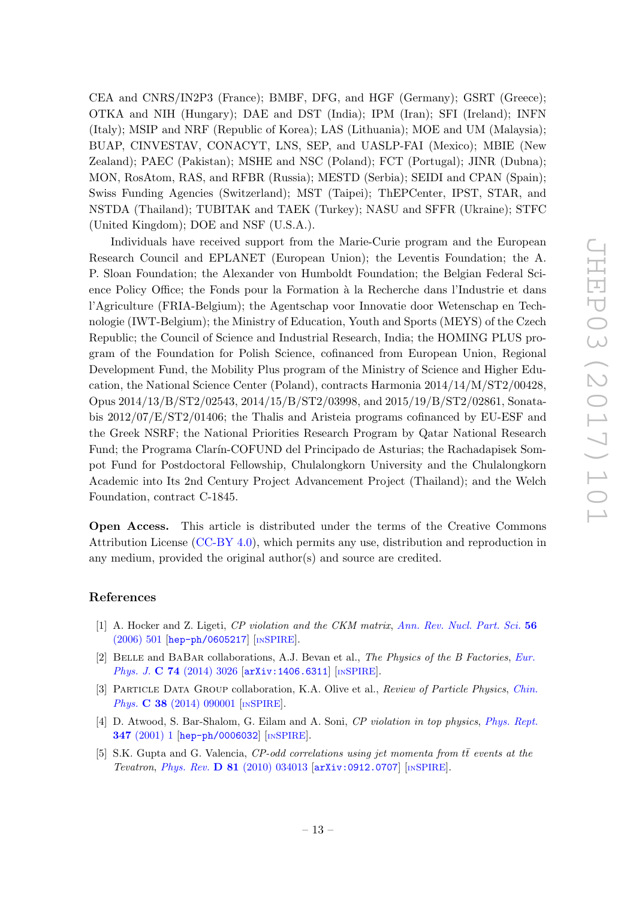CEA and CNRS/IN2P3 (France); BMBF, DFG, and HGF (Germany); GSRT (Greece); OTKA and NIH (Hungary); DAE and DST (India); IPM (Iran); SFI (Ireland); INFN (Italy); MSIP and NRF (Republic of Korea); LAS (Lithuania); MOE and UM (Malaysia); BUAP, CINVESTAV, CONACYT, LNS, SEP, and UASLP-FAI (Mexico); MBIE (New Zealand); PAEC (Pakistan); MSHE and NSC (Poland); FCT (Portugal); JINR (Dubna); MON, RosAtom, RAS, and RFBR (Russia); MESTD (Serbia); SEIDI and CPAN (Spain); Swiss Funding Agencies (Switzerland); MST (Taipei); ThEPCenter, IPST, STAR, and NSTDA (Thailand); TUBITAK and TAEK (Turkey); NASU and SFFR (Ukraine); STFC (United Kingdom); DOE and NSF (U.S.A.).

Individuals have received support from the Marie-Curie program and the European Research Council and EPLANET (European Union); the Leventis Foundation; the A. P. Sloan Foundation; the Alexander von Humboldt Foundation; the Belgian Federal Science Policy Office; the Fonds pour la Formation à la Recherche dans l'Industrie et dans l'Agriculture (FRIA-Belgium); the Agentschap voor Innovatie door Wetenschap en Technologie (IWT-Belgium); the Ministry of Education, Youth and Sports (MEYS) of the Czech Republic; the Council of Science and Industrial Research, India; the HOMING PLUS program of the Foundation for Polish Science, cofinanced from European Union, Regional Development Fund, the Mobility Plus program of the Ministry of Science and Higher Education, the National Science Center (Poland), contracts Harmonia 2014/14/M/ST2/00428, Opus 2014/13/B/ST2/02543, 2014/15/B/ST2/03998, and 2015/19/B/ST2/02861, Sonata-bis 2012/07/E/ST2/01406; the Thalis and Aristeia programs cofinanced by EU-ESF and the Greek NSRF; the National Priorities Research Program by Qatar National Research Fund; the Programa Clarín-COFUND del Principado de Asturias; the Rachadapisek Sompot Fund for Postdoctoral Fellowship, Chulalongkorn University and the Chulalongkorn Academic into Its 2nd Century Project Advancement Project (Thailand); and the Welch Foundation, contract C-1845.

**Open Access.** This article is distributed under the terms of the Creative Commons Attribution License (CC-BY 4.0), which permits any use, distribution and reproduction in any medium, provided the original author(s) and source are credited.

## References

[1] A. Hocker and Z. Ligeti, *CP violation and the CKM matrix*, *Ann. Rev. Nucl. Part. Sci.* **56** (2006) 501 [hep-ph/0605217] [INSPIRE].

[2] Belle and BaBar collaborations, A.J. Bevan et al., *The Physics of the B Factories*, *Eur. Phys. J.* **C 74** (2014) 3026 [arXiv:1406.6311] [INSPIRE].

[3] Particle Data Group collaboration, K.A. Olive et al., *Review of Particle Physics*, *Chin. Phys.* **C 38** (2014) 090001 [INSPIRE].

[4] D. Atwood, S. Bar-Shalom, G. Eilam and A. Soni, *CP violation in top physics*, *Phys. Rept.* **347** (2001) 1 [hep-ph/0006032] [INSPIRE].

[5] S.K. Gupta and G. Valencia, *CP-odd correlations using jet momenta from $t\bar{t}$ events at the Tevatron*, *Phys. Rev.* **D 81** (2010) 034013 [arXiv:0912.0707] [INSPIRE].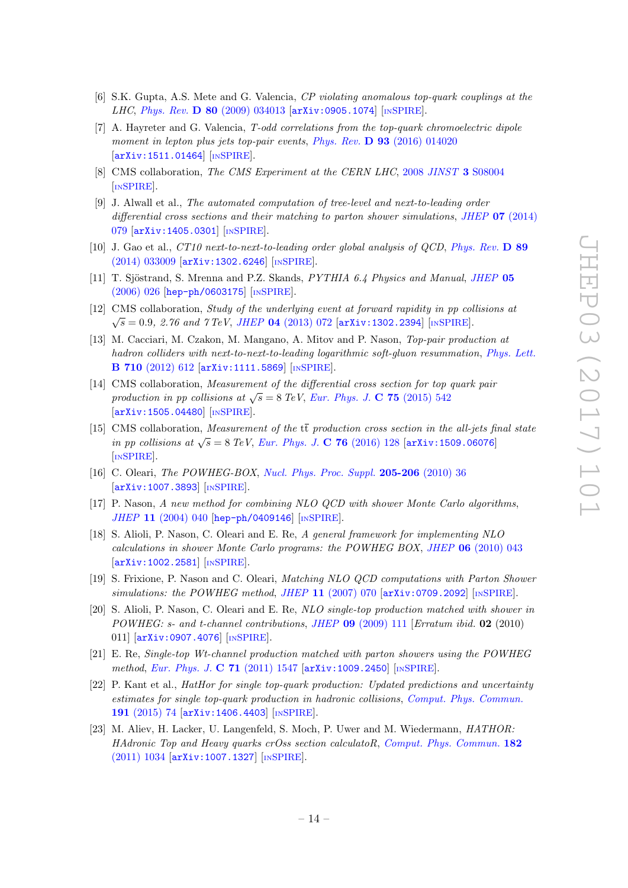[6] S.K. Gupta, A.S. Mete and G. Valencia, *CP violating anomalous top-quark couplings at the LHC*, Phys. Rev. **D 80** (2009) 034013 [arXiv:0905.1074] [INSPIRE].

[7] A. Hayreter and G. Valencia, *T-odd correlations from the top-quark chromoelectric dipole moment in lepton plus jets top-pair events*, Phys. Rev. **D 93** (2016) 014020 [arXiv:1511.01464] [INSPIRE].

[8] CMS collaboration, *The CMS Experiment at the CERN LHC*, 2008 *JINST* **3** S08004 [INSPIRE].

[9] J. Alwall et al., *The automated computation of tree-level and next-to-leading order differential cross sections and their matching to parton shower simulations*, *JHEP* **07** (2014) 079 [arXiv:1405.0301] [INSPIRE].

[10] J. Gao et al., *CT10 next-to-next-to-leading order global analysis of QCD*, Phys. Rev. **D 89** (2014) 033009 [arXiv:1302.6246] [INSPIRE].

[11] T. Sjöstrand, S. Mrenna and P.Z. Skands, *PYTHIA 6.4 Physics and Manual*, *JHEP* **05** (2006) 026 [hep-ph/0603175] [INSPIRE].

[12] CMS collaboration, *Study of the underlying event at forward rapidity in pp collisions at* $\sqrt{s} = 0.9$, *2.76 and 7 TeV*, *JHEP* **04** (2013) 072 [arXiv:1302.2394] [INSPIRE].

[13] M. Cacciari, M. Czakon, M. Mangano, A. Mitov and P. Nason, *Top-pair production at hadron colliders with next-to-next-to-leading logarithmic soft-gluon resummation*, Phys. Lett. **B 710** (2012) 612 [arXiv:1111.5869] [INSPIRE].

[14] CMS collaboration, *Measurement of the differential cross section for top quark pair production in pp collisions at* $\sqrt{s} = 8$ *TeV*, Eur. Phys. J. **C 75** (2015) 542 [arXiv:1505.04480] [INSPIRE].

[15] CMS collaboration, *Measurement of the* $t\bar{t}$ *production cross section in the all-jets final state in pp collisions at* $\sqrt{s} = 8$ *TeV*, Eur. Phys. J. **C 76** (2016) 128 [arXiv:1509.06076] [INSPIRE].

[16] C. Oleari, *The POWHEG-BOX*, Nucl. Phys. Proc. Suppl. **205-206** (2010) 36 [arXiv:1007.3893] [INSPIRE].

[17] P. Nason, *A new method for combining NLO QCD with shower Monte Carlo algorithms*, *JHEP* **11** (2004) 040 [hep-ph/0409146] [INSPIRE].

[18] S. Alioli, P. Nason, C. Oleari and E. Re, *A general framework for implementing NLO calculations in shower Monte Carlo programs: the POWHEG BOX*, *JHEP* **06** (2010) 043 [arXiv:1002.2581] [INSPIRE].

[19] S. Frixione, P. Nason and C. Oleari, *Matching NLO QCD computations with Parton Shower simulations: the POWHEG method*, *JHEP* **11** (2007) 070 [arXiv:0709.2092] [INSPIRE].

[20] S. Alioli, P. Nason, C. Oleari and E. Re, *NLO single-top production matched with shower in POWHEG: s- and t-channel contributions*, *JHEP* **09** (2009) 111 [*Erratum ibid.* **02** (2010) 011] [arXiv:0907.4076] [INSPIRE].

[21] E. Re, *Single-top Wt-channel production matched with parton showers using the POWHEG method*, Eur. Phys. J. **C 71** (2011) 1547 [arXiv:1009.2450] [INSPIRE].

[22] P. Kant et al., *HatHor for single top-quark production: Updated predictions and uncertainty estimates for single top-quark production in hadronic collisions*, Comput. Phys. Commun. **191** (2015) 74 [arXiv:1406.4403] [INSPIRE].

[23] M. Aliev, H. Lacker, U. Langenfeld, S. Moch, P. Uwer and M. Wiedermann, *HATHOR: HAdronic Top and Heavy quarks crOss section calculatoR*, Comput. Phys. Commun. **182** (2011) 1034 [arXiv:1007.1327] [INSPIRE].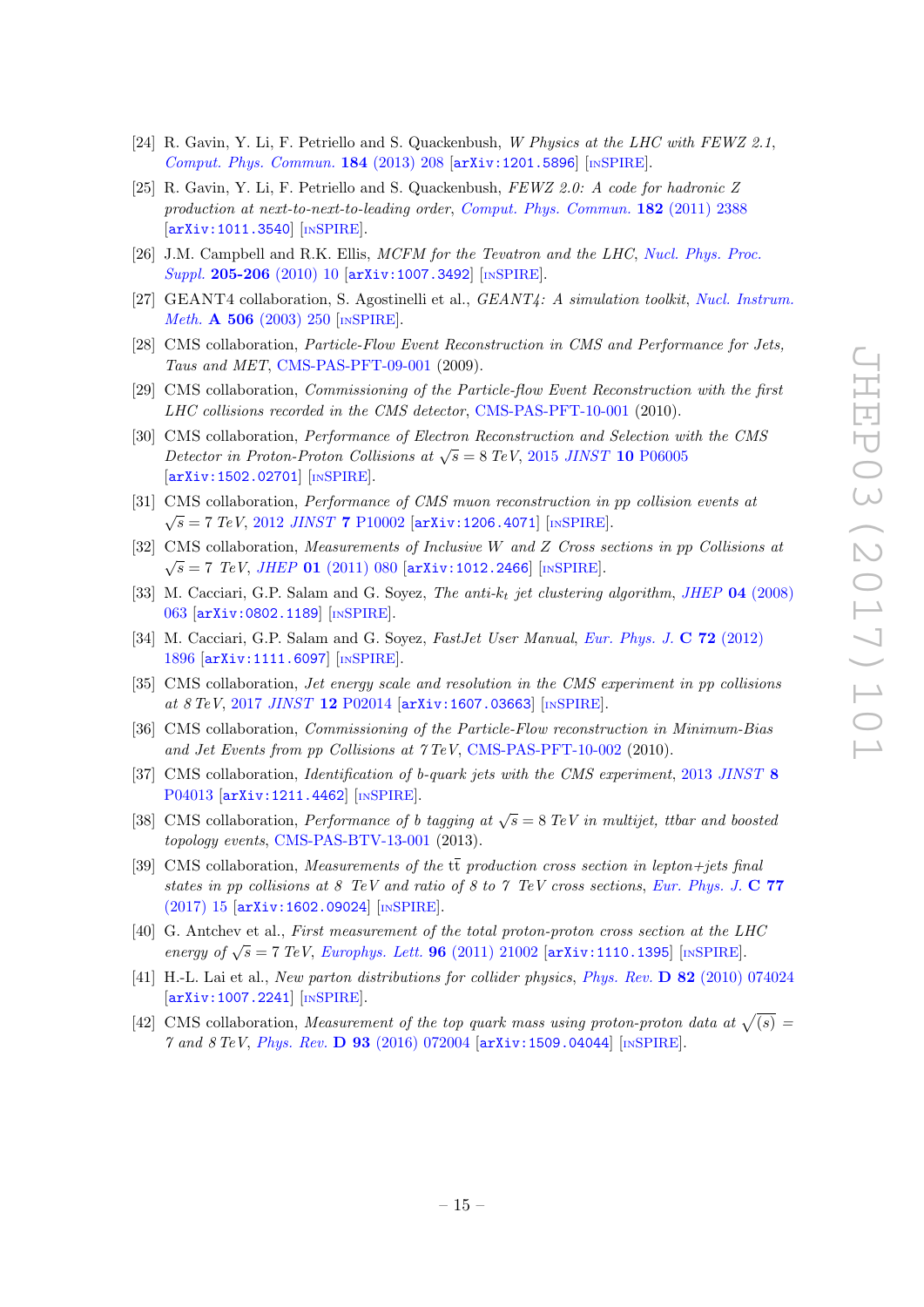[24] R. Gavin, Y. Li, F. Petriello and S. Quackenbush, *W Physics at the LHC with FEWZ 2.1*, Comput. Phys. Commun. **184** (2013) 208 [arXiv:1201.5896] [INSPIRE].

[25] R. Gavin, Y. Li, F. Petriello and S. Quackenbush, *FEWZ 2.0: A code for hadronic Z production at next-to-next-to-leading order*, Comput. Phys. Commun. **182** (2011) 2388 [arXiv:1011.3540] [INSPIRE].

[26] J.M. Campbell and R.K. Ellis, *MCFM for the Tevatron and the LHC*, Nucl. Phys. Proc. Suppl. **205-206** (2010) 10 [arXiv:1007.3492] [INSPIRE].

[27] GEANT4 collaboration, S. Agostinelli et al., *GEANT4: A simulation toolkit*, Nucl. Instrum. Meth. **A 506** (2003) 250 [INSPIRE].

[28] CMS collaboration, *Particle-Flow Event Reconstruction in CMS and Performance for Jets, Taus and MET*, CMS-PAS-PFT-09-001 (2009).

[29] CMS collaboration, *Commissioning of the Particle-flow Event Reconstruction with the first LHC collisions recorded in the CMS detector*, CMS-PAS-PFT-10-001 (2010).

[30] CMS collaboration, *Performance of Electron Reconstruction and Selection with the CMS Detector in Proton-Proton Collisions at $\sqrt{s} = 8$ TeV*, 2015 JINST **10** P06005 [arXiv:1502.02701] [INSPIRE].

[31] CMS collaboration, *Performance of CMS muon reconstruction in pp collision events at $\sqrt{s} = 7$ TeV*, 2012 JINST **7** P10002 [arXiv:1206.4071] [INSPIRE].

[32] CMS collaboration, *Measurements of Inclusive W and Z Cross sections in pp Collisions at $\sqrt{s} = 7$ TeV*, JHEP **01** (2011) 080 [arXiv:1012.2466] [INSPIRE].

[33] M. Cacciari, G.P. Salam and G. Soyez, *The anti-$k_t$ jet clustering algorithm*, JHEP **04** (2008) 063 [arXiv:0802.1189] [INSPIRE].

[34] M. Cacciari, G.P. Salam and G. Soyez, *FastJet User Manual*, Eur. Phys. J. **C 72** (2012) 1896 [arXiv:1111.6097] [INSPIRE].

[35] CMS collaboration, *Jet energy scale and resolution in the CMS experiment in pp collisions at 8 TeV*, 2017 JINST **12** P02014 [arXiv:1607.03663] [INSPIRE].

[36] CMS collaboration, *Commissioning of the Particle-Flow reconstruction in Minimum-Bias and Jet Events from pp Collisions at 7 TeV*, CMS-PAS-PFT-10-002 (2010).

[37] CMS collaboration, *Identification of b-quark jets with the CMS experiment*, 2013 JINST **8** P04013 [arXiv:1211.4462] [INSPIRE].

[38] CMS collaboration, *Performance of b tagging at $\sqrt{s} = 8$ TeV in multijet, ttbar and boosted topology events*, CMS-PAS-BTV-13-001 (2013).

[39] CMS collaboration, *Measurements of the $\mathrm{t\bar{t}}$ production cross section in lepton+jets final states in pp collisions at 8 TeV and ratio of 8 to 7 TeV cross sections*, Eur. Phys. J. **C 77** (2017) 15 [arXiv:1602.09024] [INSPIRE].

[40] G. Antchev et al., *First measurement of the total proton-proton cross section at the LHC energy of $\sqrt{s} = 7$ TeV*, Europhys. Lett. **96** (2011) 21002 [arXiv:1110.1395] [INSPIRE].

[41] H.-L. Lai et al., *New parton distributions for collider physics*, Phys. Rev. **D 82** (2010) 074024 [arXiv:1007.2241] [INSPIRE].

[42] CMS collaboration, *Measurement of the top quark mass using proton-proton data at $\sqrt{(s)} = 7$ and 8 TeV*, Phys. Rev. **D 93** (2016) 072004 [arXiv:1509.04044] [INSPIRE].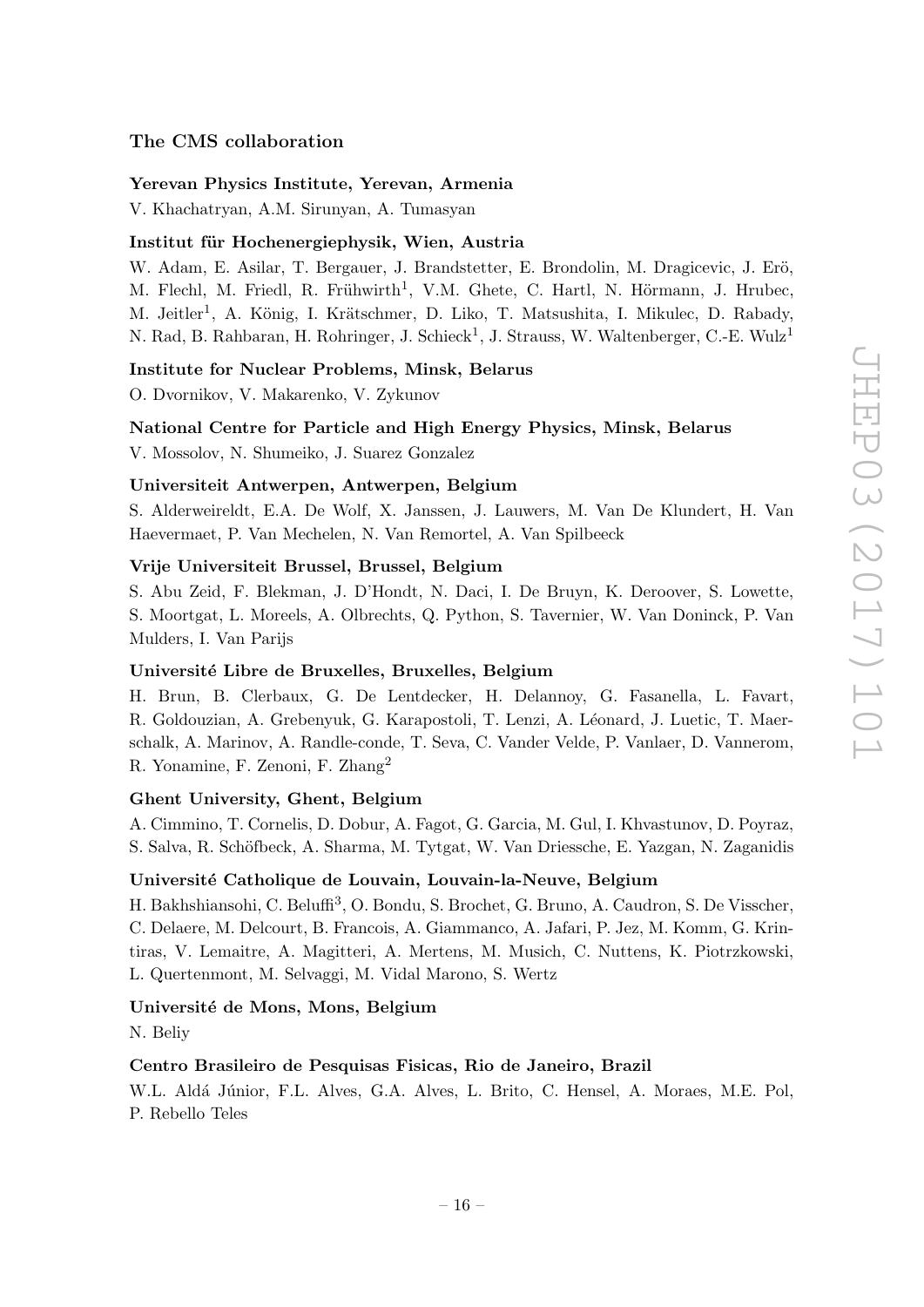### The CMS collaboration

**Yerevan Physics Institute, Yerevan, Armenia**

V. Khachatryan, A.M. Sirunyan, A. Tumasyan

**Institut für Hochenergiephysik, Wien, Austria**

W. Adam, E. Asilar, T. Bergauer, J. Brandstetter, E. Brondolin, M. Dragicevic, J. Erö, M. Flechl, M. Friedl, R. Frühwirth[1], V.M. Ghete, C. Hartl, N. Hörmann, J. Hrubec, M. Jeitler[1], A. König, I. Krätschmer, D. Liko, T. Matsushita, I. Mikulec, D. Rabady, N. Rad, B. Rahbaran, H. Rohringer, J. Schieck[1], J. Strauss, W. Waltenberger, C.-E. Wulz[1]

**Institute for Nuclear Problems, Minsk, Belarus**

O. Dvornikov, V. Makarenko, V. Zykunov

**National Centre for Particle and High Energy Physics, Minsk, Belarus**

V. Mossolov, N. Shumeiko, J. Suarez Gonzalez

**Universiteit Antwerpen, Antwerpen, Belgium**

S. Alderweireldt, E.A. De Wolf, X. Janssen, J. Lauwers, M. Van De Klundert, H. Van Haevermaet, P. Van Mechelen, N. Van Remortel, A. Van Spilbeeck

**Vrije Universiteit Brussel, Brussel, Belgium**

S. Abu Zeid, F. Blekman, J. D'Hondt, N. Daci, I. De Bruyn, K. Deroover, S. Lowette, S. Moortgat, L. Moreels, A. Olbrechts, Q. Python, S. Tavernier, W. Van Doninck, P. Van Mulders, I. Van Parijs

**Université Libre de Bruxelles, Bruxelles, Belgium**

H. Brun, B. Clerbaux, G. De Lentdecker, H. Delannoy, G. Fasanella, L. Favart, R. Goldouzian, A. Grebenyuk, G. Karapostoli, T. Lenzi, A. Léonard, J. Luetic, T. Maerschalk, A. Marinov, A. Randle-conde, T. Seva, C. Vander Velde, P. Vanlaer, D. Vannerom, R. Yonamine, F. Zenoni, F. Zhang[2]

**Ghent University, Ghent, Belgium**

A. Cimmino, T. Cornelis, D. Dobur, A. Fagot, G. Garcia, M. Gul, I. Khvastunov, D. Poyraz, S. Salva, R. Schöfbeck, A. Sharma, M. Tytgat, W. Van Driessche, E. Yazgan, N. Zaganidis

**Université Catholique de Louvain, Louvain-la-Neuve, Belgium**

H. Bakhshiansohi, C. Beluffi[3], O. Bondu, S. Brochet, G. Bruno, A. Caudron, S. De Visscher, C. Delaere, M. Delcourt, B. Francois, A. Giammanco, A. Jafari, P. Jez, M. Komm, G. Krintiras, V. Lemaitre, A. Magitteri, A. Mertens, M. Musich, C. Nuttens, K. Piotrzkowski, L. Quertenmont, M. Selvaggi, M. Vidal Marono, S. Wertz

**Université de Mons, Mons, Belgium**

N. Beliy

**Centro Brasileiro de Pesquisas Fisicas, Rio de Janeiro, Brazil**

W.L. Aldá Júnior, F.L. Alves, G.A. Alves, L. Brito, C. Hensel, A. Moraes, M.E. Pol, P. Rebello Teles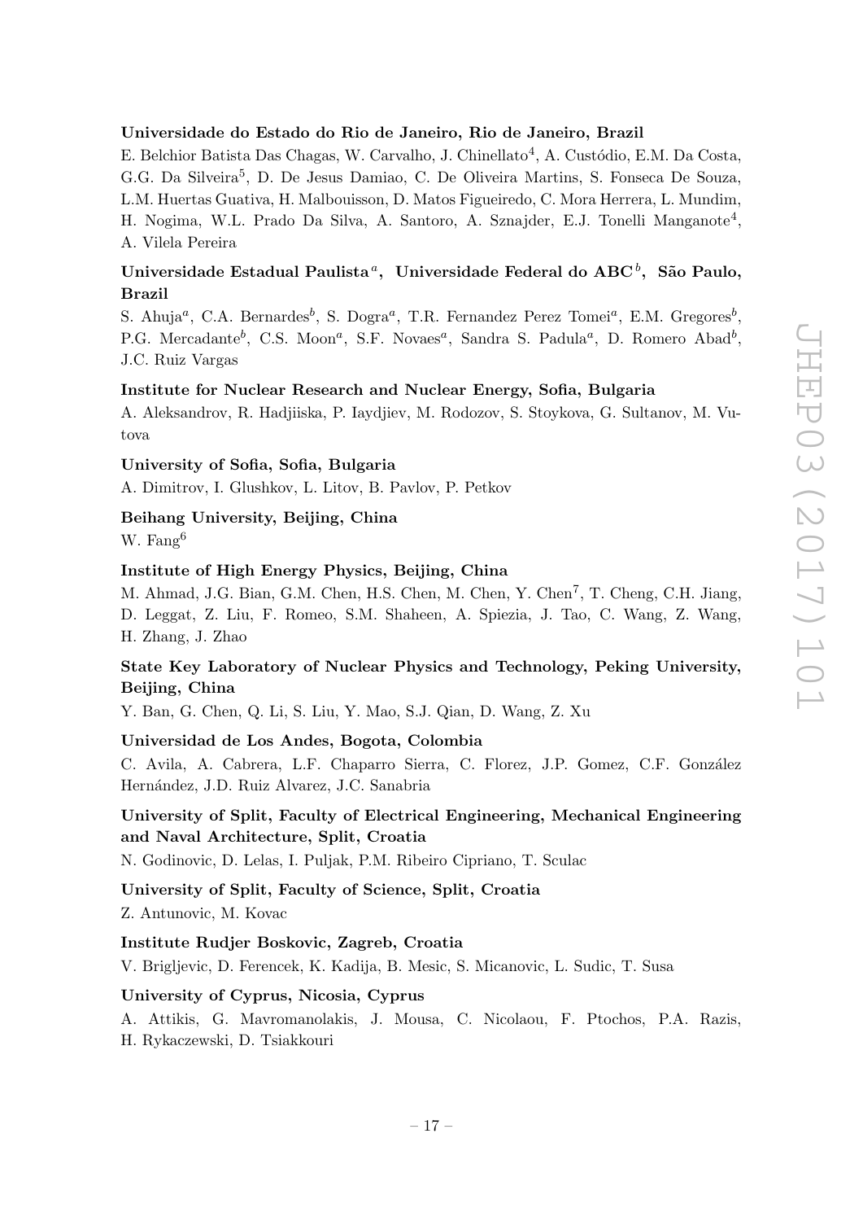**Universidade do Estado do Rio de Janeiro, Rio de Janeiro, Brazil**

E. Belchior Batista Das Chagas, W. Carvalho, J. Chinellato[4], A. Custódio, E.M. Da Costa, G.G. Da Silveira[5], D. De Jesus Damiao, C. De Oliveira Martins, S. Fonseca De Souza, L.M. Huertas Guativa, H. Malbouisson, D. Matos Figueiredo, C. Mora Herrera, L. Mundim, H. Nogima, W.L. Prado Da Silva, A. Santoro, A. Sznajder, E.J. Tonelli Manganote[4], A. Vilela Pereira

**Universidade Estadual Paulista[a], Universidade Federal do ABC[b], São Paulo, Brazil**

S. Ahuja[a], C.A. Bernardes[b], S. Dogra[a], T.R. Fernandez Perez Tomei[a], E.M. Gregores[b], P.G. Mercadante[b], C.S. Moon[a], S.F. Novaes[a], Sandra S. Padula[a], D. Romero Abad[b], J.C. Ruiz Vargas

**Institute for Nuclear Research and Nuclear Energy, Sofia, Bulgaria**

A. Aleksandrov, R. Hadjiiska, P. Iaydjiev, M. Rodozov, S. Stoykova, G. Sultanov, M. Vutova

**University of Sofia, Sofia, Bulgaria**

A. Dimitrov, I. Glushkov, L. Litov, B. Pavlov, P. Petkov

**Beihang University, Beijing, China**

W. Fang[6]

**Institute of High Energy Physics, Beijing, China**

M. Ahmad, J.G. Bian, G.M. Chen, H.S. Chen, M. Chen, Y. Chen[7], T. Cheng, C.H. Jiang, D. Leggat, Z. Liu, F. Romeo, S.M. Shaheen, A. Spiezia, J. Tao, C. Wang, Z. Wang, H. Zhang, J. Zhao

**State Key Laboratory of Nuclear Physics and Technology, Peking University, Beijing, China**

Y. Ban, G. Chen, Q. Li, S. Liu, Y. Mao, S.J. Qian, D. Wang, Z. Xu

**Universidad de Los Andes, Bogota, Colombia**

C. Avila, A. Cabrera, L.F. Chaparro Sierra, C. Florez, J.P. Gomez, C.F. González Hernández, J.D. Ruiz Alvarez, J.C. Sanabria

**University of Split, Faculty of Electrical Engineering, Mechanical Engineering and Naval Architecture, Split, Croatia**

N. Godinovic, D. Lelas, I. Puljak, P.M. Ribeiro Cipriano, T. Sculac

**University of Split, Faculty of Science, Split, Croatia**

Z. Antunovic, M. Kovac

**Institute Rudjer Boskovic, Zagreb, Croatia**

V. Brigljevic, D. Ferencek, K. Kadija, B. Mesic, S. Micanovic, L. Sudic, T. Susa

**University of Cyprus, Nicosia, Cyprus**

A. Attikis, G. Mavromanolakis, J. Mousa, C. Nicolaou, F. Ptochos, P.A. Razis, H. Rykaczewski, D. Tsiakkouri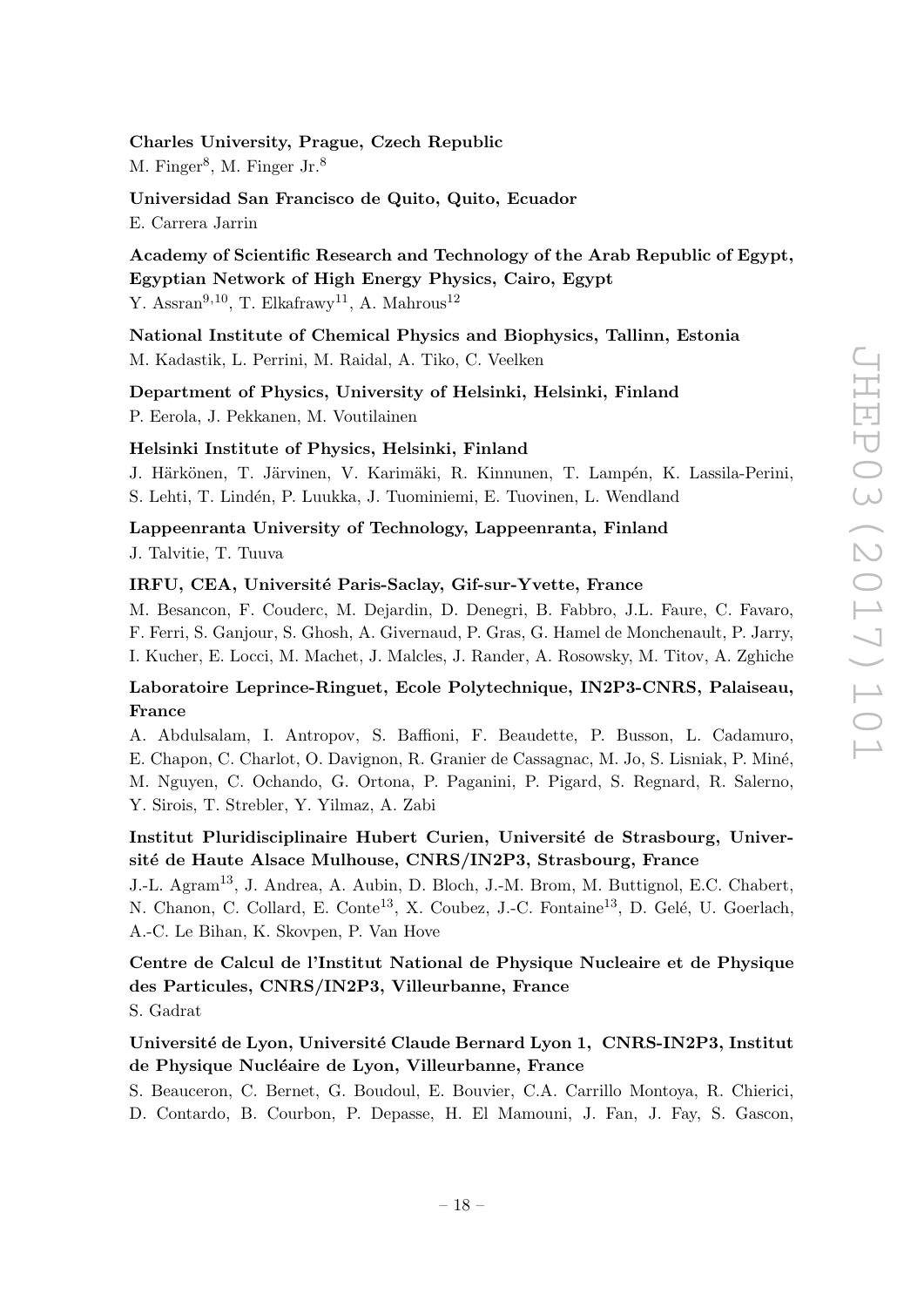**Charles University, Prague, Czech Republic**
M. Finger[8], M. Finger Jr.[8]

**Universidad San Francisco de Quito, Quito, Ecuador**
E. Carrera Jarrin

**Academy of Scientific Research and Technology of the Arab Republic of Egypt, Egyptian Network of High Energy Physics, Cairo, Egypt**
Y. Assran[9,10], T. Elkafrawy[11], A. Mahrous[12]

**National Institute of Chemical Physics and Biophysics, Tallinn, Estonia**
M. Kadastik, L. Perrini, M. Raidal, A. Tiko, C. Veelken

**Department of Physics, University of Helsinki, Helsinki, Finland**
P. Eerola, J. Pekkanen, M. Voutilainen

**Helsinki Institute of Physics, Helsinki, Finland**
J. Härkönen, T. Järvinen, V. Karimäki, R. Kinnunen, T. Lampén, K. Lassila-Perini, S. Lehti, T. Lindén, P. Luukka, J. Tuominiemi, E. Tuovinen, L. Wendland

**Lappeenranta University of Technology, Lappeenranta, Finland**
J. Talvitie, T. Tuuva

**IRFU, CEA, Université Paris-Saclay, Gif-sur-Yvette, France**
M. Besancon, F. Couderc, M. Dejardin, D. Denegri, B. Fabbro, J.L. Faure, C. Favaro, F. Ferri, S. Ganjour, S. Ghosh, A. Givernaud, P. Gras, G. Hamel de Monchenault, P. Jarry, I. Kucher, E. Locci, M. Machet, J. Malcles, J. Rander, A. Rosowsky, M. Titov, A. Zghiche

**Laboratoire Leprince-Ringuet, Ecole Polytechnique, IN2P3-CNRS, Palaiseau, France**
A. Abdulsalam, I. Antropov, S. Baffioni, F. Beaudette, P. Busson, L. Cadamuro, E. Chapon, C. Charlot, O. Davignon, R. Granier de Cassagnac, M. Jo, S. Lisniak, P. Miné, M. Nguyen, C. Ochando, G. Ortona, P. Paganini, P. Pigard, S. Regnard, R. Salerno, Y. Sirois, T. Strebler, Y. Yilmaz, A. Zabi

**Institut Pluridisciplinaire Hubert Curien, Université de Strasbourg, Université de Haute Alsace Mulhouse, CNRS/IN2P3, Strasbourg, France**
J.-L. Agram[13], J. Andrea, A. Aubin, D. Bloch, J.-M. Brom, M. Buttignol, E.C. Chabert, N. Chanon, C. Collard, E. Conte[13], X. Coubez, J.-C. Fontaine[13], D. Gelé, U. Goerlach, A.-C. Le Bihan, K. Skovpen, P. Van Hove

**Centre de Calcul de l'Institut National de Physique Nucleaire et de Physique des Particules, CNRS/IN2P3, Villeurbanne, France**
S. Gadrat

**Université de Lyon, Université Claude Bernard Lyon 1, CNRS-IN2P3, Institut de Physique Nucléaire de Lyon, Villeurbanne, France**
S. Beauceron, C. Bernet, G. Boudoul, E. Bouvier, C.A. Carrillo Montoya, R. Chierici, D. Contardo, B. Courbon, P. Depasse, H. El Mamouni, J. Fan, J. Fay, S. Gascon,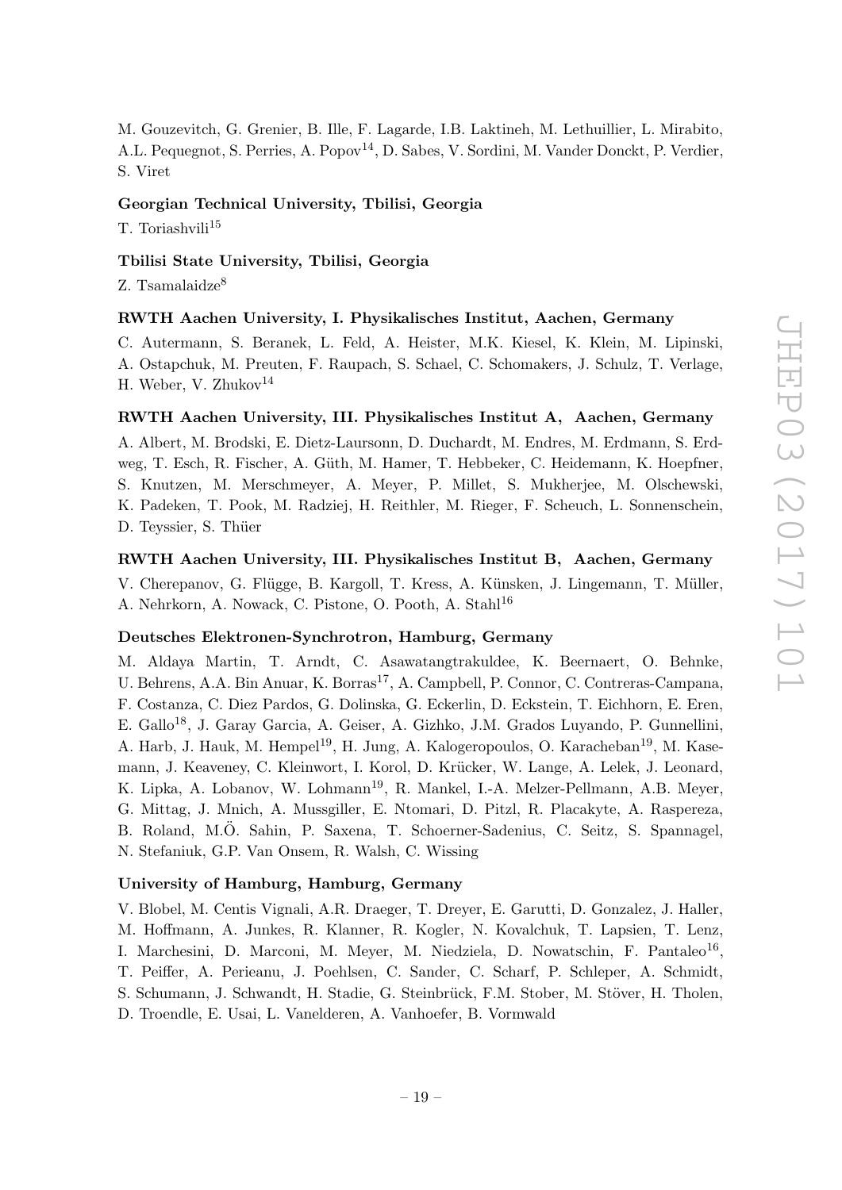M. Gouzevitch, G. Grenier, B. Ille, F. Lagarde, I.B. Laktineh, M. Lethuillier, L. Mirabito, A.L. Pequegnot, S. Perries, A. Popov[14], D. Sabes, V. Sordini, M. Vander Donckt, P. Verdier, S. Viret

**Georgian Technical University, Tbilisi, Georgia**

T. Toriashvili[15]

**Tbilisi State University, Tbilisi, Georgia**

Z. Tsamalaidze[8]

**RWTH Aachen University, I. Physikalisches Institut, Aachen, Germany**

C. Autermann, S. Beranek, L. Feld, A. Heister, M.K. Kiesel, K. Klein, M. Lipinski, A. Ostapchuk, M. Preuten, F. Raupach, S. Schael, C. Schomakers, J. Schulz, T. Verlage, H. Weber, V. Zhukov[14]

**RWTH Aachen University, III. Physikalisches Institut A, Aachen, Germany**

A. Albert, M. Brodski, E. Dietz-Laursonn, D. Duchardt, M. Endres, M. Erdmann, S. Erdweg, T. Esch, R. Fischer, A. Güth, M. Hamer, T. Hebbeker, C. Heidemann, K. Hoepfner, S. Knutzen, M. Merschmeyer, A. Meyer, P. Millet, S. Mukherjee, M. Olschewski, K. Padeken, T. Pook, M. Radziej, H. Reithler, M. Rieger, F. Scheuch, L. Sonnenschein, D. Teyssier, S. Thüer

**RWTH Aachen University, III. Physikalisches Institut B, Aachen, Germany**

V. Cherepanov, G. Flügge, B. Kargoll, T. Kress, A. Künsken, J. Lingemann, T. Müller, A. Nehrkorn, A. Nowack, C. Pistone, O. Pooth, A. Stahl[16]

**Deutsches Elektronen-Synchrotron, Hamburg, Germany**

M. Aldaya Martin, T. Arndt, C. Asawatangtrakuldee, K. Beernaert, O. Behnke, U. Behrens, A.A. Bin Anuar, K. Borras[17], A. Campbell, P. Connor, C. Contreras-Campana, F. Costanza, C. Diez Pardos, G. Dolinska, G. Eckerlin, D. Eckstein, T. Eichhorn, E. Eren, E. Gallo[18], J. Garay Garcia, A. Geiser, A. Gizhko, J.M. Grados Luyando, P. Gunnellini, A. Harb, J. Hauk, M. Hempel[19], H. Jung, A. Kalogeropoulos, O. Karacheban[19], M. Kasemann, J. Keaveney, C. Kleinwort, I. Korol, D. Krücker, W. Lange, A. Lelek, J. Leonard, K. Lipka, A. Lobanov, W. Lohmann[19], R. Mankel, I.-A. Melzer-Pellmann, A.B. Meyer, G. Mittag, J. Mnich, A. Mussgiller, E. Ntomari, D. Pitzl, R. Placakyte, A. Raspereza, B. Roland, M.Ö. Sahin, P. Saxena, T. Schoerner-Sadenius, C. Seitz, S. Spannagel, N. Stefaniuk, G.P. Van Onsem, R. Walsh, C. Wissing

**University of Hamburg, Hamburg, Germany**

V. Blobel, M. Centis Vignali, A.R. Draeger, T. Dreyer, E. Garutti, D. Gonzalez, J. Haller, M. Hoffmann, A. Junkes, R. Klanner, R. Kogler, N. Kovalchuk, T. Lapsien, T. Lenz, I. Marchesini, D. Marconi, M. Meyer, M. Niedziela, D. Nowatschin, F. Pantaleo[16], T. Peiffer, A. Perieanu, J. Poehlsen, C. Sander, C. Scharf, P. Schleper, A. Schmidt, S. Schumann, J. Schwandt, H. Stadie, G. Steinbrück, F.M. Stober, M. Stöver, H. Tholen, D. Troendle, E. Usai, L. Vanelderen, A. Vanhoefer, B. Vormwald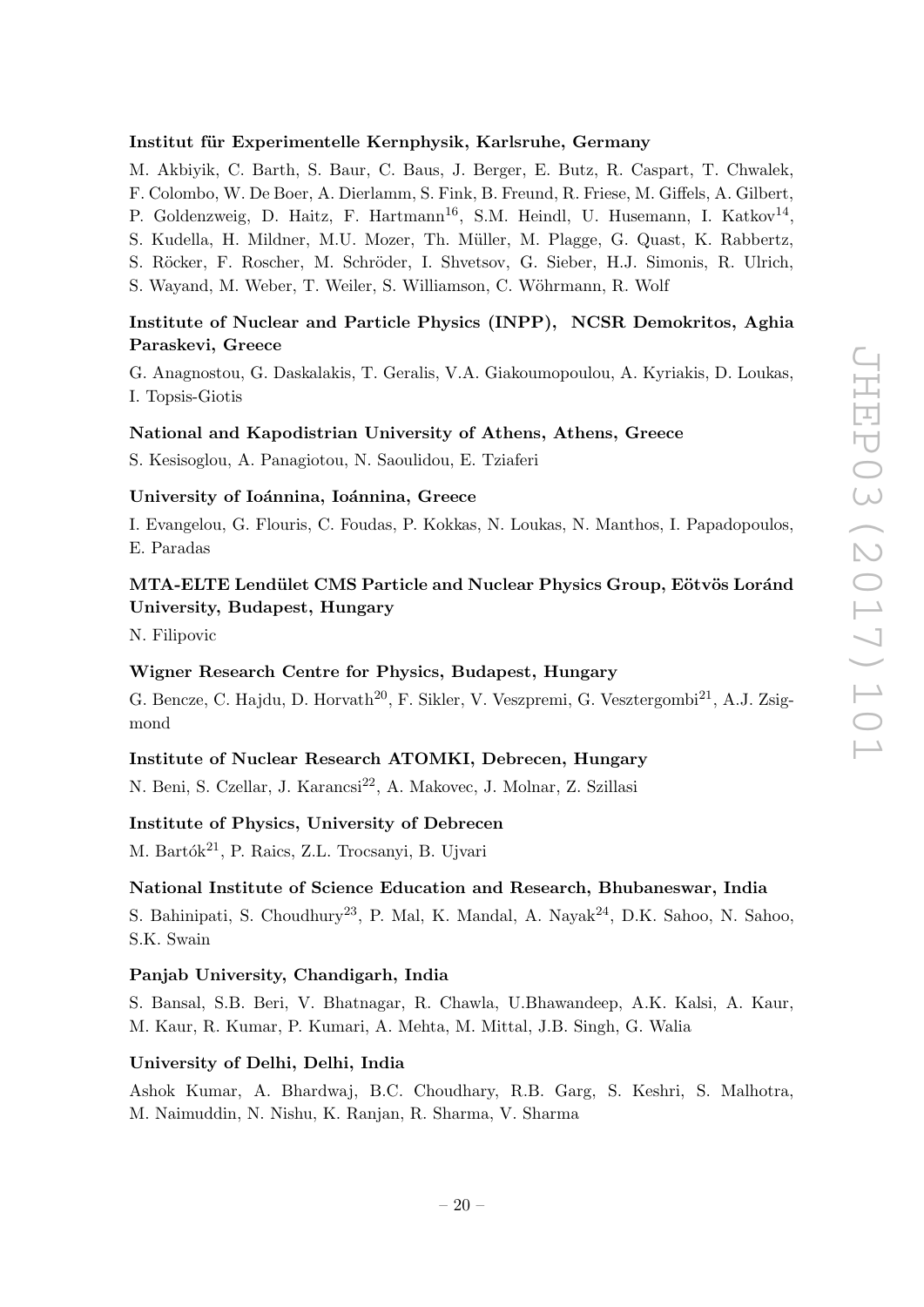**Institut für Experimentelle Kernphysik, Karlsruhe, Germany**

M. Akbiyik, C. Barth, S. Baur, C. Baus, J. Berger, E. Butz, R. Caspart, T. Chwalek, F. Colombo, W. De Boer, A. Dierlamm, S. Fink, B. Freund, R. Friese, M. Giffels, A. Gilbert, P. Goldenzweig, D. Haitz, F. Hartmann[16], S.M. Heindl, U. Husemann, I. Katkov[14], S. Kudella, H. Mildner, M.U. Mozer, Th. Müller, M. Plagge, G. Quast, K. Rabbertz, S. Röcker, F. Roscher, M. Schröder, I. Shvetsov, G. Sieber, H.J. Simonis, R. Ulrich, S. Wayand, M. Weber, T. Weiler, S. Williamson, C. Wöhrmann, R. Wolf

**Institute of Nuclear and Particle Physics (INPP), NCSR Demokritos, Aghia Paraskevi, Greece**

G. Anagnostou, G. Daskalakis, T. Geralis, V.A. Giakoumopoulou, A. Kyriakis, D. Loukas, I. Topsis-Giotis

**National and Kapodistrian University of Athens, Athens, Greece**

S. Kesisoglou, A. Panagiotou, N. Saoulidou, E. Tziaferi

**University of Ioánnina, Ioánnina, Greece**

I. Evangelou, G. Flouris, C. Foudas, P. Kokkas, N. Loukas, N. Manthos, I. Papadopoulos, E. Paradas

**MTA-ELTE Lendület CMS Particle and Nuclear Physics Group, Eötvös Loránd University, Budapest, Hungary**

N. Filipovic

**Wigner Research Centre for Physics, Budapest, Hungary**

G. Bencze, C. Hajdu, D. Horvath[20], F. Sikler, V. Veszpremi, G. Vesztergombi[21], A.J. Zsigmond

**Institute of Nuclear Research ATOMKI, Debrecen, Hungary**

N. Beni, S. Czellar, J. Karancsi[22], A. Makovec, J. Molnar, Z. Szillasi

**Institute of Physics, University of Debrecen**

M. Bartók[21], P. Raics, Z.L. Trocsanyi, B. Ujvari

**National Institute of Science Education and Research, Bhubaneswar, India**

S. Bahinipati, S. Choudhury[23], P. Mal, K. Mandal, A. Nayak[24], D.K. Sahoo, N. Sahoo, S.K. Swain

**Panjab University, Chandigarh, India**

S. Bansal, S.B. Beri, V. Bhatnagar, R. Chawla, U.Bhawandeep, A.K. Kalsi, A. Kaur, M. Kaur, R. Kumar, P. Kumari, A. Mehta, M. Mittal, J.B. Singh, G. Walia

**University of Delhi, Delhi, India**

Ashok Kumar, A. Bhardwaj, B.C. Choudhary, R.B. Garg, S. Keshri, S. Malhotra, M. Naimuddin, N. Nishu, K. Ranjan, R. Sharma, V. Sharma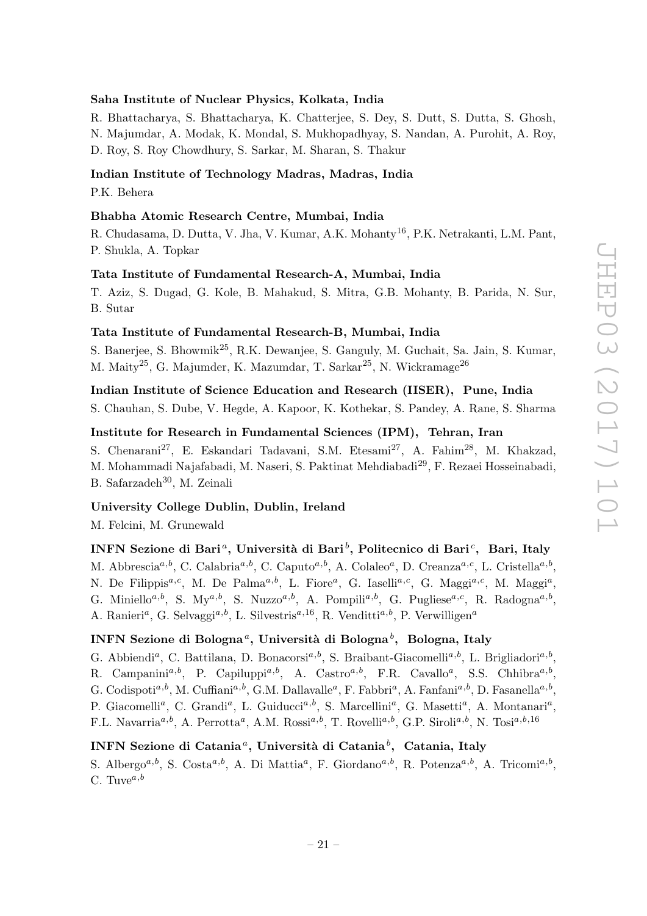**Saha Institute of Nuclear Physics, Kolkata, India**

R. Bhattacharya, S. Bhattacharya, K. Chatterjee, S. Dey, S. Dutt, S. Dutta, S. Ghosh, N. Majumdar, A. Modak, K. Mondal, S. Mukhopadhyay, S. Nandan, A. Purohit, A. Roy, D. Roy, S. Roy Chowdhury, S. Sarkar, M. Sharan, S. Thakur

**Indian Institute of Technology Madras, Madras, India**

P.K. Behera

**Bhabha Atomic Research Centre, Mumbai, India**

R. Chudasama, D. Dutta, V. Jha, V. Kumar, A.K. Mohanty[16], P.K. Netrakanti, L.M. Pant, P. Shukla, A. Topkar

**Tata Institute of Fundamental Research-A, Mumbai, India**

T. Aziz, S. Dugad, G. Kole, B. Mahakud, S. Mitra, G.B. Mohanty, B. Parida, N. Sur, B. Sutar

**Tata Institute of Fundamental Research-B, Mumbai, India**

S. Banerjee, S. Bhowmik[25], R.K. Dewanjee, S. Ganguly, M. Guchait, Sa. Jain, S. Kumar, M. Maity[25], G. Majumder, K. Mazumdar, T. Sarkar[25], N. Wickramage[26]

**Indian Institute of Science Education and Research (IISER), Pune, India**

S. Chauhan, S. Dube, V. Hegde, A. Kapoor, K. Kothekar, S. Pandey, A. Rane, S. Sharma

**Institute for Research in Fundamental Sciences (IPM), Tehran, Iran**

S. Chenarani[27], E. Eskandari Tadavani, S.M. Etesami[27], A. Fahim[28], M. Khakzad, M. Mohammadi Najafabadi, M. Naseri, S. Paktinat Mehdiabadi[29], F. Rezaei Hosseinabadi, B. Safarzadeh[30], M. Zeinali

**University College Dublin, Dublin, Ireland**

M. Felcini, M. Grunewald

**INFN Sezione di Bari[a], Università di Bari[b], Politecnico di Bari[c], Bari, Italy**

M. Abbrescia[a,b], C. Calabria[a,b], C. Caputo[a,b], A. Colaleo[a], D. Creanza[a,c], L. Cristella[a,b], N. De Filippis[a,c], M. De Palma[a,b], L. Fiore[a], G. Iaselli[a,c], G. Maggi[a,c], M. Maggi[a], G. Miniello[a,b], S. My[a,b], S. Nuzzo[a,b], A. Pompili[a,b], G. Pugliese[a,c], R. Radogna[a,b], A. Ranieri[a], G. Selvaggi[a,b], L. Silvestris[a,16], R. Venditti[a,b], P. Verwilligen[a]

**INFN Sezione di Bologna[a], Università di Bologna[b], Bologna, Italy**

G. Abbiendi[a], C. Battilana, D. Bonacorsi[a,b], S. Braibant-Giacomelli[a,b], L. Brigliadori[a,b], R. Campanini[a,b], P. Capiluppi[a,b], A. Castro[a,b], F.R. Cavallo[a], S.S. Chhibra[a,b], G. Codispoti[a,b], M. Cuffiani[a,b], G.M. Dallavalle[a], F. Fabbri[a], A. Fanfani[a,b], D. Fasanella[a,b], P. Giacomelli[a], C. Grandi[a], L. Guiducci[a,b], S. Marcellini[a], G. Masetti[a], A. Montanari[a], F.L. Navarria[a,b], A. Perrotta[a], A.M. Rossi[a,b], T. Rovelli[a,b], G.P. Siroli[a,b], N. Tosi[a,b,16]

**INFN Sezione di Catania[a], Università di Catania[b], Catania, Italy**

S. Albergo[a,b], S. Costa[a,b], A. Di Mattia[a], F. Giordano[a,b], R. Potenza[a,b], A. Tricomi[a,b], C. Tuve[a,b]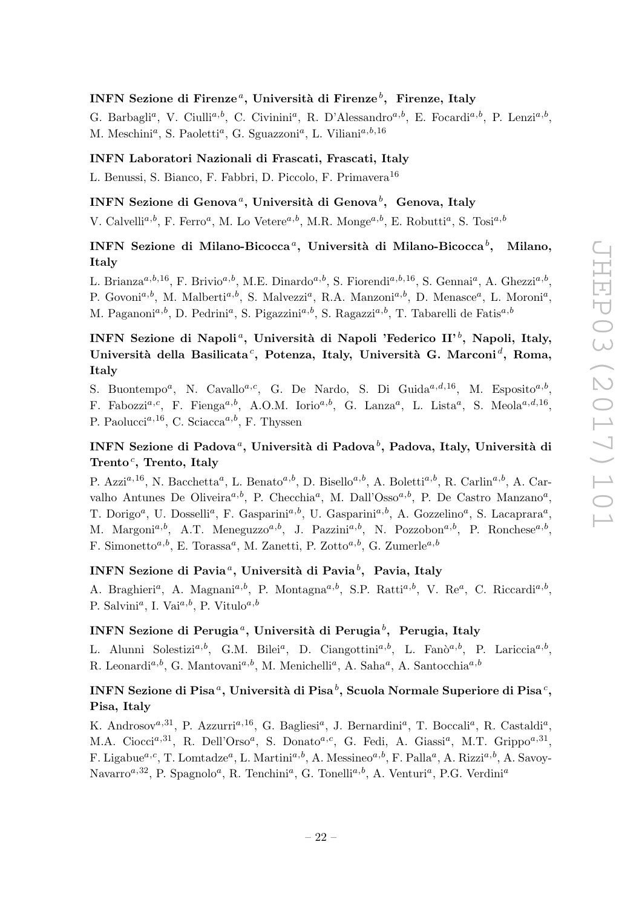**INFN Sezione di Firenze[a], Università di Firenze[b], Firenze, Italy**

G. Barbagli[a], V. Ciulli[a,b], C. Civinini[a], R. D'Alessandro[a,b], E. Focardi[a,b], P. Lenzi[a,b], M. Meschini[a], S. Paoletti[a], G. Sguazzoni[a], L. Viliani[a,b,16]

**INFN Laboratori Nazionali di Frascati, Frascati, Italy**

L. Benussi, S. Bianco, F. Fabbri, D. Piccolo, F. Primavera[16]

**INFN Sezione di Genova[a], Università di Genova[b], Genova, Italy**

V. Calvelli[a,b], F. Ferro[a], M. Lo Vetere[a,b], M.R. Monge[a,b], E. Robutti[a], S. Tosi[a,b]

**INFN Sezione di Milano-Bicocca[a], Università di Milano-Bicocca[b], Milano, Italy**

L. Brianza[a,b,16], F. Brivio[a,b], M.E. Dinardo[a,b], S. Fiorendi[a,b,16], S. Gennai[a], A. Ghezzi[a,b], P. Govoni[a,b], M. Malberti[a,b], S. Malvezzi[a], R.A. Manzoni[a,b], D. Menasce[a], L. Moroni[a], M. Paganoni[a,b], D. Pedrini[a], S. Pigazzini[a,b], S. Ragazzi[a,b], T. Tabarelli de Fatis[a,b]

**INFN Sezione di Napoli[a], Università di Napoli 'Federico II'[b], Napoli, Italy, Università della Basilicata[c], Potenza, Italy, Università G. Marconi[d], Roma, Italy**

S. Buontempo[a], N. Cavallo[a,c], G. De Nardo, S. Di Guida[a,d,16], M. Esposito[a,b], F. Fabozzi[a,c], F. Fienga[a,b], A.O.M. Iorio[a,b], G. Lanza[a], L. Lista[a], S. Meola[a,d,16], P. Paolucci[a,16], C. Sciacca[a,b], F. Thyssen

**INFN Sezione di Padova[a], Università di Padova[b], Padova, Italy, Università di Trento[c], Trento, Italy**

P. Azzi[a,16], N. Bacchetta[a], L. Benato[a,b], D. Bisello[a,b], A. Boletti[a,b], R. Carlin[a,b], A. Carvalho Antunes De Oliveira[a,b], P. Checchia[a], M. Dall'Osso[a,b], P. De Castro Manzano[a], T. Dorigo[a], U. Dosselli[a], F. Gasparini[a,b], U. Gasparini[a,b], A. Gozzelino[a], S. Lacaprara[a], M. Margoni[a,b], A.T. Meneguzzo[a,b], J. Pazzini[a,b], N. Pozzobon[a,b], P. Ronchese[a,b], F. Simonetto[a,b], E. Torassa[a], M. Zanetti, P. Zotto[a,b], G. Zumerle[a,b]

**INFN Sezione di Pavia[a], Università di Pavia[b], Pavia, Italy**

A. Braghieri[a], A. Magnani[a,b], P. Montagna[a,b], S.P. Ratti[a,b], V. Re[a], C. Riccardi[a,b], P. Salvini[a], I. Vai[a,b], P. Vitulo[a,b]

**INFN Sezione di Perugia[a], Università di Perugia[b], Perugia, Italy**

L. Alunni Solestizi[a,b], G.M. Bilei[a], D. Ciangottini[a,b], L. Fanò[a,b], P. Lariccia[a,b], R. Leonardi[a,b], G. Mantovani[a,b], M. Menichelli[a], A. Saha[a], A. Santocchia[a,b]

**INFN Sezione di Pisa[a], Università di Pisa[b], Scuola Normale Superiore di Pisa[c], Pisa, Italy**

K. Androsov[a,31], P. Azzurri[a,16], G. Bagliesi[a], J. Bernardini[a], T. Boccali[a], R. Castaldi[a], M.A. Ciocci[a,31], R. Dell'Orso[a], S. Donato[a,c], G. Fedi, A. Giassi[a], M.T. Grippo[a,31], F. Ligabue[a,c], T. Lomtadze[a], L. Martini[a,b], A. Messineo[a,b], F. Palla[a], A. Rizzi[a,b], A. Savoy-Navarro[a,32], P. Spagnolo[a], R. Tenchini[a], G. Tonelli[a,b], A. Venturi[a], P.G. Verdini[a]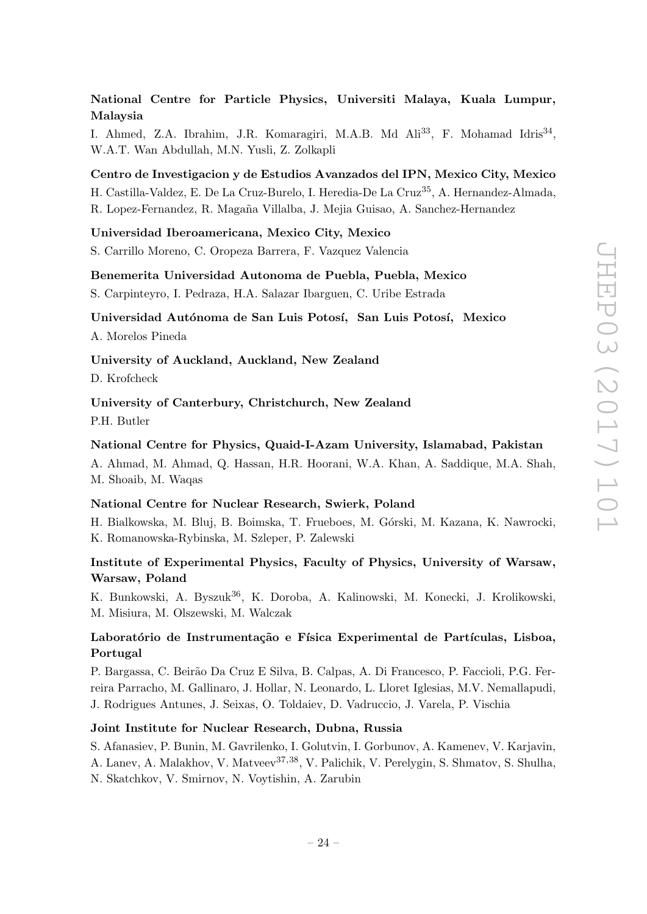**National Centre for Particle Physics, Universiti Malaya, Kuala Lumpur, Malaysia**

I. Ahmed, Z.A. Ibrahim, J.R. Komaragiri, M.A.B. Md Ali[33], F. Mohamad Idris[34], W.A.T. Wan Abdullah, M.N. Yusli, Z. Zolkapli

**Centro de Investigacion y de Estudios Avanzados del IPN, Mexico City, Mexico**

H. Castilla-Valdez, E. De La Cruz-Burelo, I. Heredia-De La Cruz[35], A. Hernandez-Almada, R. Lopez-Fernandez, R. Magaña Villalba, J. Mejia Guisao, A. Sanchez-Hernandez

**Universidad Iberoamericana, Mexico City, Mexico**

S. Carrillo Moreno, C. Oropeza Barrera, F. Vazquez Valencia

**Benemerita Universidad Autonoma de Puebla, Puebla, Mexico**

S. Carpinteyro, I. Pedraza, H.A. Salazar Ibarguen, C. Uribe Estrada

**Universidad Autónoma de San Luis Potosí, San Luis Potosí, Mexico**

A. Morelos Pineda

**University of Auckland, Auckland, New Zealand**

D. Krofcheck

**University of Canterbury, Christchurch, New Zealand**

P.H. Butler

**National Centre for Physics, Quaid-I-Azam University, Islamabad, Pakistan**

A. Ahmad, M. Ahmad, Q. Hassan, H.R. Hoorani, W.A. Khan, A. Saddique, M.A. Shah, M. Shoaib, M. Waqas

**National Centre for Nuclear Research, Swierk, Poland**

H. Bialkowska, M. Bluj, B. Boimska, T. Frueboes, M. Górski, M. Kazana, K. Nawrocki, K. Romanowska-Rybinska, M. Szleper, P. Zalewski

**Institute of Experimental Physics, Faculty of Physics, University of Warsaw, Warsaw, Poland**

K. Bunkowski, A. Byszuk[36], K. Doroba, A. Kalinowski, M. Konecki, J. Krolikowski, M. Misiura, M. Olszewski, M. Walczak

**Laboratório de Instrumentação e Física Experimental de Partículas, Lisboa, Portugal**

P. Bargassa, C. Beirão Da Cruz E Silva, B. Calpas, A. Di Francesco, P. Faccioli, P.G. Ferreira Parracho, M. Gallinaro, J. Hollar, N. Leonardo, L. Lloret Iglesias, M.V. Nemallapudi, J. Rodrigues Antunes, J. Seixas, O. Toldaiev, D. Vadruccio, J. Varela, P. Vischia

**Joint Institute for Nuclear Research, Dubna, Russia**

S. Afanasiev, P. Bunin, M. Gavrilenko, I. Golutvin, I. Gorbunov, A. Kamenev, V. Karjavin, A. Lanev, A. Malakhov, V. Matveev[37,38], V. Palichik, V. Perelygin, S. Shmatov, S. Shulha, N. Skatchkov, V. Smirnov, N. Voytishin, A. Zarubin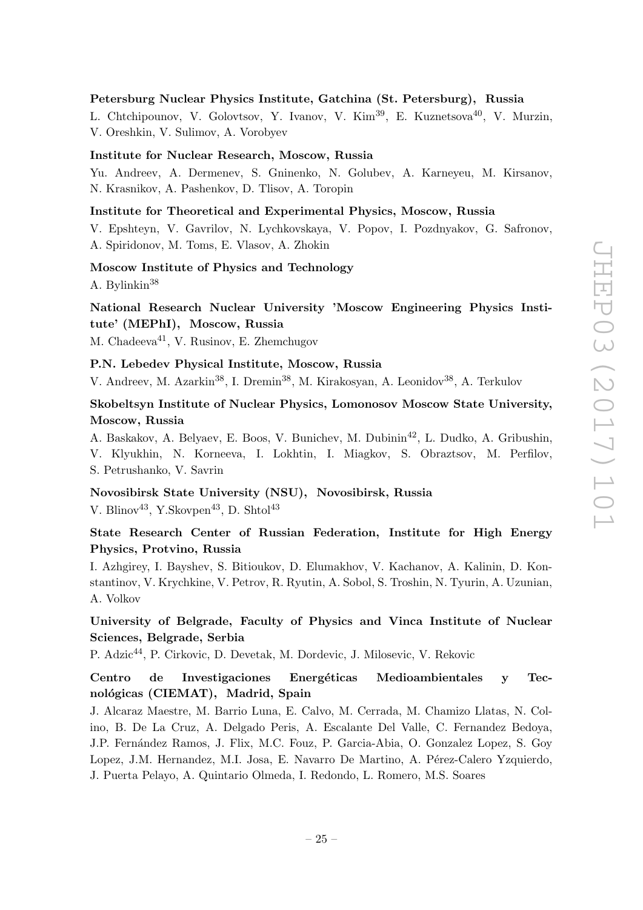**Petersburg Nuclear Physics Institute, Gatchina (St. Petersburg), Russia**

L. Chtchipounov, V. Golovtsov, Y. Ivanov, V. Kim[39], E. Kuznetsova[40], V. Murzin, V. Oreshkin, V. Sulimov, A. Vorobyev

**Institute for Nuclear Research, Moscow, Russia**

Yu. Andreev, A. Dermenev, S. Gninenko, N. Golubev, A. Karneyeu, M. Kirsanov, N. Krasnikov, A. Pashenkov, D. Tlisov, A. Toropin

**Institute for Theoretical and Experimental Physics, Moscow, Russia**

V. Epshteyn, V. Gavrilov, N. Lychkovskaya, V. Popov, I. Pozdnyakov, G. Safronov, A. Spiridonov, M. Toms, E. Vlasov, A. Zhokin

**Moscow Institute of Physics and Technology**

A. Bylinkin[38]

**National Research Nuclear University 'Moscow Engineering Physics Institute' (MEPhI), Moscow, Russia**

M. Chadeeva[41], V. Rusinov, E. Zhemchugov

**P.N. Lebedev Physical Institute, Moscow, Russia**

V. Andreev, M. Azarkin[38], I. Dremin[38], M. Kirakosyan, A. Leonidov[38], A. Terkulov

**Skobeltsyn Institute of Nuclear Physics, Lomonosov Moscow State University, Moscow, Russia**

A. Baskakov, A. Belyaev, E. Boos, V. Bunichev, M. Dubinin[42], L. Dudko, A. Gribushin, V. Klyukhin, N. Korneeva, I. Lokhtin, I. Miagkov, S. Obraztsov, M. Perfilov, S. Petrushanko, V. Savrin

**Novosibirsk State University (NSU), Novosibirsk, Russia**

V. Blinov[43], Y.Skovpen[43], D. Shtol[43]

**State Research Center of Russian Federation, Institute for High Energy Physics, Protvino, Russia**

I. Azhgirey, I. Bayshev, S. Bitioukov, D. Elumakhov, V. Kachanov, A. Kalinin, D. Konstantinov, V. Krychkine, V. Petrov, R. Ryutin, A. Sobol, S. Troshin, N. Tyurin, A. Uzunian, A. Volkov

**University of Belgrade, Faculty of Physics and Vinca Institute of Nuclear Sciences, Belgrade, Serbia**

P. Adzic[44], P. Cirkovic, D. Devetak, M. Dordevic, J. Milosevic, V. Rekovic

**Centro de Investigaciones Energéticas Medioambientales y Tecnológicas (CIEMAT), Madrid, Spain**

J. Alcaraz Maestre, M. Barrio Luna, E. Calvo, M. Cerrada, M. Chamizo Llatas, N. Colino, B. De La Cruz, A. Delgado Peris, A. Escalante Del Valle, C. Fernandez Bedoya, J.P. Fernández Ramos, J. Flix, M.C. Fouz, P. Garcia-Abia, O. Gonzalez Lopez, S. Goy Lopez, J.M. Hernandez, M.I. Josa, E. Navarro De Martino, A. Pérez-Calero Yzquierdo, J. Puerta Pelayo, A. Quintario Olmeda, I. Redondo, L. Romero, M.S. Soares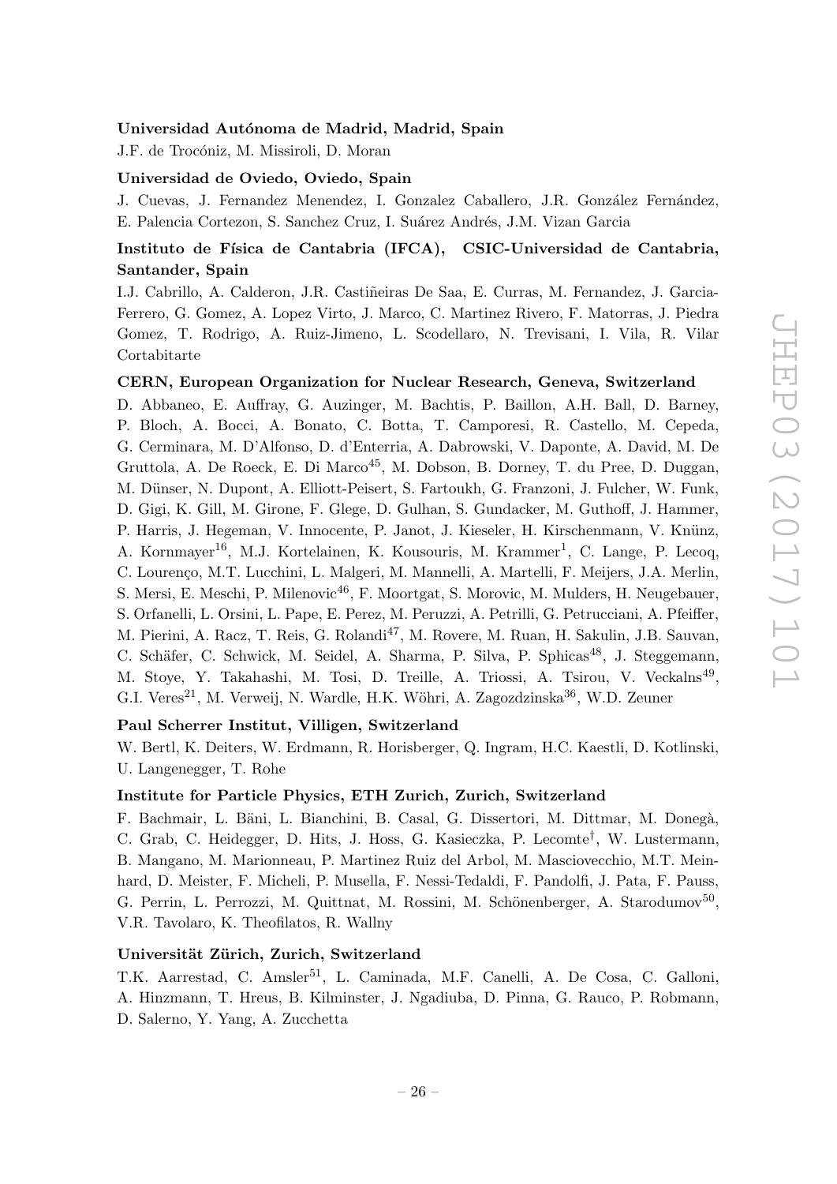**Universidad Autónoma de Madrid, Madrid, Spain**

J.F. de Trocóniz, M. Missiroli, D. Moran

**Universidad de Oviedo, Oviedo, Spain**

J. Cuevas, J. Fernandez Menendez, I. Gonzalez Caballero, J.R. González Fernández, E. Palencia Cortezon, S. Sanchez Cruz, I. Suárez Andrés, J.M. Vizan Garcia

**Instituto de Física de Cantabria (IFCA), CSIC-Universidad de Cantabria, Santander, Spain**

I.J. Cabrillo, A. Calderon, J.R. Castiñeiras De Saa, E. Curras, M. Fernandez, J. Garcia-Ferrero, G. Gomez, A. Lopez Virto, J. Marco, C. Martinez Rivero, F. Matorras, J. Piedra Gomez, T. Rodrigo, A. Ruiz-Jimeno, L. Scodellaro, N. Trevisani, I. Vila, R. Vilar Cortabitarte

**CERN, European Organization for Nuclear Research, Geneva, Switzerland**

D. Abbaneo, E. Auffray, G. Auzinger, M. Bachtis, P. Baillon, A.H. Ball, D. Barney, P. Bloch, A. Bocci, A. Bonato, C. Botta, T. Camporesi, R. Castello, M. Cepeda, G. Cerminara, M. D'Alfonso, D. d'Enterria, A. Dabrowski, V. Daponte, A. David, M. De Gruttola, A. De Roeck, E. Di Marco[45], M. Dobson, B. Dorney, T. du Pree, D. Duggan, M. Dünser, N. Dupont, A. Elliott-Peisert, S. Fartoukh, G. Franzoni, J. Fulcher, W. Funk, D. Gigi, K. Gill, M. Girone, F. Glege, D. Gulhan, S. Gundacker, M. Guthoff, J. Hammer, P. Harris, J. Hegeman, V. Innocente, P. Janot, J. Kieseler, H. Kirschenmann, V. Knünz, A. Kornmayer[16], M.J. Kortelainen, K. Kousouris, M. Krammer[1], C. Lange, P. Lecoq, C. Lourenço, M.T. Lucchini, L. Malgeri, M. Mannelli, A. Martelli, F. Meijers, J.A. Merlin, S. Mersi, E. Meschi, P. Milenovic[46], F. Moortgat, S. Morovic, M. Mulders, H. Neugebauer, S. Orfanelli, L. Orsini, L. Pape, E. Perez, M. Peruzzi, A. Petrilli, G. Petrucciani, A. Pfeiffer, M. Pierini, A. Racz, T. Reis, G. Rolandi[47], M. Rovere, M. Ruan, H. Sakulin, J.B. Sauvan, C. Schäfer, C. Schwick, M. Seidel, A. Sharma, P. Silva, P. Sphicas[48], J. Steggemann, M. Stoye, Y. Takahashi, M. Tosi, D. Treille, A. Triossi, A. Tsirou, V. Veckalns[49], G.I. Veres[21], M. Verweij, N. Wardle, H.K. Wöhri, A. Zagozdzinska[36], W.D. Zeuner

**Paul Scherrer Institut, Villigen, Switzerland**

W. Bertl, K. Deiters, W. Erdmann, R. Horisberger, Q. Ingram, H.C. Kaestli, D. Kotlinski, U. Langenegger, T. Rohe

**Institute for Particle Physics, ETH Zurich, Zurich, Switzerland**

F. Bachmair, L. Bäni, L. Bianchini, B. Casal, G. Dissertori, M. Dittmar, M. Donegà, C. Grab, C. Heidegger, D. Hits, J. Hoss, G. Kasieczka, P. Lecomte[†], W. Lustermann, B. Mangano, M. Marionneau, P. Martinez Ruiz del Arbol, M. Masciovecchio, M.T. Meinhard, D. Meister, F. Micheli, P. Musella, F. Nessi-Tedaldi, F. Pandolfi, J. Pata, F. Pauss, G. Perrin, L. Perrozzi, M. Quittnat, M. Rossini, M. Schönenberger, A. Starodumov[50], V.R. Tavolaro, K. Theofilatos, R. Wallny

**Universität Zürich, Zurich, Switzerland**

T.K. Aarrestad, C. Amsler[51], L. Caminada, M.F. Canelli, A. De Cosa, C. Galloni, A. Hinzmann, T. Hreus, B. Kilminster, J. Ngadiuba, D. Pinna, G. Rauco, P. Robmann, D. Salerno, Y. Yang, A. Zucchetta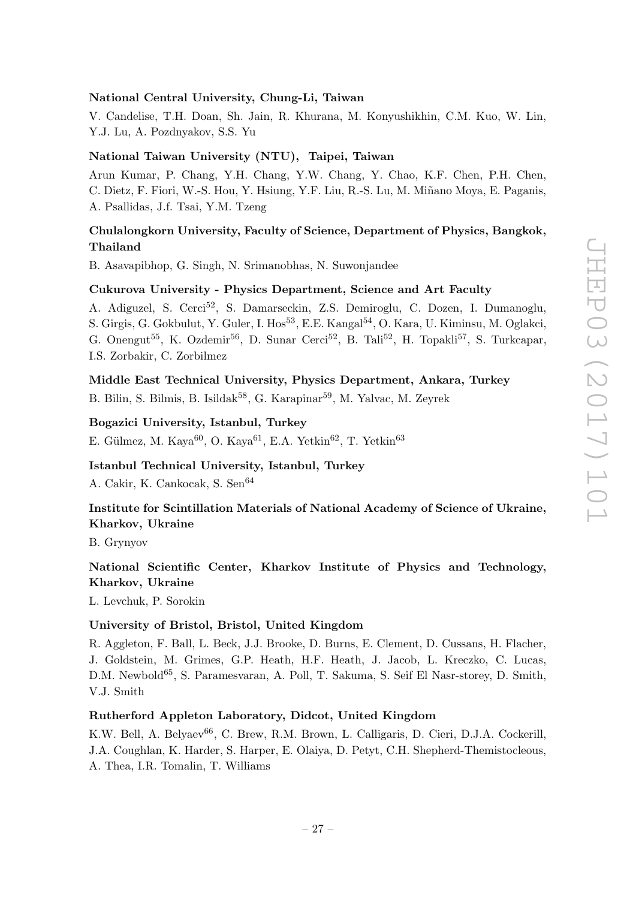**National Central University, Chung-Li, Taiwan**

V. Candelise, T.H. Doan, Sh. Jain, R. Khurana, M. Konyushikhin, C.M. Kuo, W. Lin, Y.J. Lu, A. Pozdnyakov, S.S. Yu

**National Taiwan University (NTU), Taipei, Taiwan**

Arun Kumar, P. Chang, Y.H. Chang, Y.W. Chang, Y. Chao, K.F. Chen, P.H. Chen, C. Dietz, F. Fiori, W.-S. Hou, Y. Hsiung, Y.F. Liu, R.-S. Lu, M. Miñano Moya, E. Paganis, A. Psallidas, J.f. Tsai, Y.M. Tzeng

**Chulalongkorn University, Faculty of Science, Department of Physics, Bangkok, Thailand**

B. Asavapibhop, G. Singh, N. Srimanobhas, N. Suwonjandee

**Cukurova University - Physics Department, Science and Art Faculty**

A. Adiguzel, S. Cerci[52], S. Damarseckin, Z.S. Demiroglu, C. Dozen, I. Dumanoglu, S. Girgis, G. Gokbulut, Y. Guler, I. Hos[53], E.E. Kangal[54], O. Kara, U. Kiminsu, M. Oglakci, G. Onengut[55], K. Ozdemir[56], D. Sunar Cerci[52], B. Tali[52], H. Topakli[57], S. Turkcapar, I.S. Zorbakir, C. Zorbilmez

**Middle East Technical University, Physics Department, Ankara, Turkey**

B. Bilin, S. Bilmis, B. Isildak[58], G. Karapinar[59], M. Yalvac, M. Zeyrek

**Bogazici University, Istanbul, Turkey**

E. Gülmez, M. Kaya[60], O. Kaya[61], E.A. Yetkin[62], T. Yetkin[63]

**Istanbul Technical University, Istanbul, Turkey**

A. Cakir, K. Cankocak, S. Sen[64]

**Institute for Scintillation Materials of National Academy of Science of Ukraine, Kharkov, Ukraine**

B. Grynyov

**National Scientific Center, Kharkov Institute of Physics and Technology, Kharkov, Ukraine**

L. Levchuk, P. Sorokin

**University of Bristol, Bristol, United Kingdom**

R. Aggleton, F. Ball, L. Beck, J.J. Brooke, D. Burns, E. Clement, D. Cussans, H. Flacher, J. Goldstein, M. Grimes, G.P. Heath, H.F. Heath, J. Jacob, L. Kreczko, C. Lucas, D.M. Newbold[65], S. Paramesvaran, A. Poll, T. Sakuma, S. Seif El Nasr-storey, D. Smith, V.J. Smith

**Rutherford Appleton Laboratory, Didcot, United Kingdom**

K.W. Bell, A. Belyaev[66], C. Brew, R.M. Brown, L. Calligaris, D. Cieri, D.J.A. Cockerill, J.A. Coughlan, K. Harder, S. Harper, E. Olaiya, D. Petyt, C.H. Shepherd-Themistocleous, A. Thea, I.R. Tomalin, T. Williams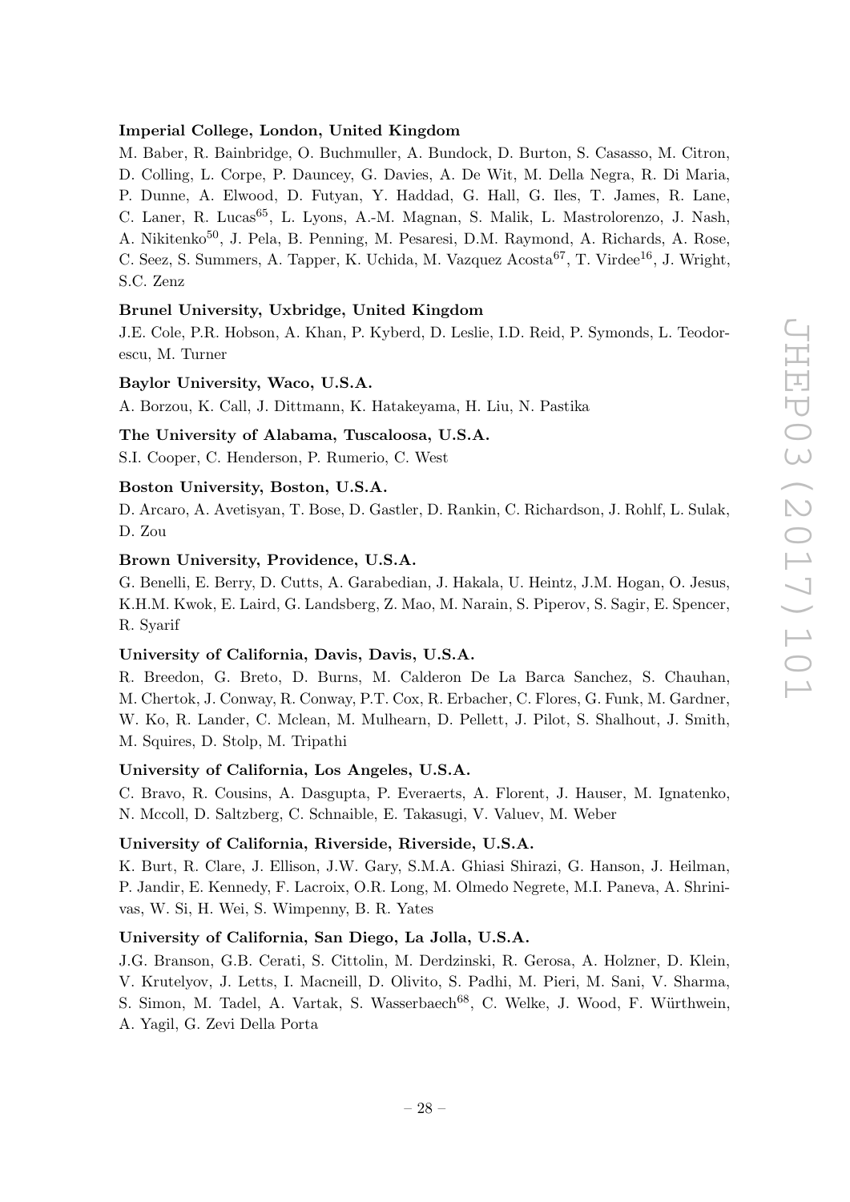**Imperial College, London, United Kingdom**

M. Baber, R. Bainbridge, O. Buchmuller, A. Bundock, D. Burton, S. Casasso, M. Citron, D. Colling, L. Corpe, P. Dauncey, G. Davies, A. De Wit, M. Della Negra, R. Di Maria, P. Dunne, A. Elwood, D. Futyan, Y. Haddad, G. Hall, G. Iles, T. James, R. Lane, C. Laner, R. Lucas[65], L. Lyons, A.-M. Magnan, S. Malik, L. Mastrolorenzo, J. Nash, A. Nikitenko[50], J. Pela, B. Penning, M. Pesaresi, D.M. Raymond, A. Richards, A. Rose, C. Seez, S. Summers, A. Tapper, K. Uchida, M. Vazquez Acosta[67], T. Virdee[16], J. Wright, S.C. Zenz

**Brunel University, Uxbridge, United Kingdom**

J.E. Cole, P.R. Hobson, A. Khan, P. Kyberd, D. Leslie, I.D. Reid, P. Symonds, L. Teodorescu, M. Turner

**Baylor University, Waco, U.S.A.**

A. Borzou, K. Call, J. Dittmann, K. Hatakeyama, H. Liu, N. Pastika

**The University of Alabama, Tuscaloosa, U.S.A.**

S.I. Cooper, C. Henderson, P. Rumerio, C. West

**Boston University, Boston, U.S.A.**

D. Arcaro, A. Avetisyan, T. Bose, D. Gastler, D. Rankin, C. Richardson, J. Rohlf, L. Sulak, D. Zou

**Brown University, Providence, U.S.A.**

G. Benelli, E. Berry, D. Cutts, A. Garabedian, J. Hakala, U. Heintz, J.M. Hogan, O. Jesus, K.H.M. Kwok, E. Laird, G. Landsberg, Z. Mao, M. Narain, S. Piperov, S. Sagir, E. Spencer, R. Syarif

**University of California, Davis, Davis, U.S.A.**

R. Breedon, G. Breto, D. Burns, M. Calderon De La Barca Sanchez, S. Chauhan, M. Chertok, J. Conway, R. Conway, P.T. Cox, R. Erbacher, C. Flores, G. Funk, M. Gardner, W. Ko, R. Lander, C. Mclean, M. Mulhearn, D. Pellett, J. Pilot, S. Shalhout, J. Smith, M. Squires, D. Stolp, M. Tripathi

**University of California, Los Angeles, U.S.A.**

C. Bravo, R. Cousins, A. Dasgupta, P. Everaerts, A. Florent, J. Hauser, M. Ignatenko, N. Mccoll, D. Saltzberg, C. Schnaible, E. Takasugi, V. Valuev, M. Weber

**University of California, Riverside, Riverside, U.S.A.**

K. Burt, R. Clare, J. Ellison, J.W. Gary, S.M.A. Ghiasi Shirazi, G. Hanson, J. Heilman, P. Jandir, E. Kennedy, F. Lacroix, O.R. Long, M. Olmedo Negrete, M.I. Paneva, A. Shrinivas, W. Si, H. Wei, S. Wimpenny, B. R. Yates

**University of California, San Diego, La Jolla, U.S.A.**

J.G. Branson, G.B. Cerati, S. Cittolin, M. Derdzinski, R. Gerosa, A. Holzner, D. Klein, V. Krutelyov, J. Letts, I. Macneill, D. Olivito, S. Padhi, M. Pieri, M. Sani, V. Sharma, S. Simon, M. Tadel, A. Vartak, S. Wasserbaech[68], C. Welke, J. Wood, F. Würthwein, A. Yagil, G. Zevi Della Porta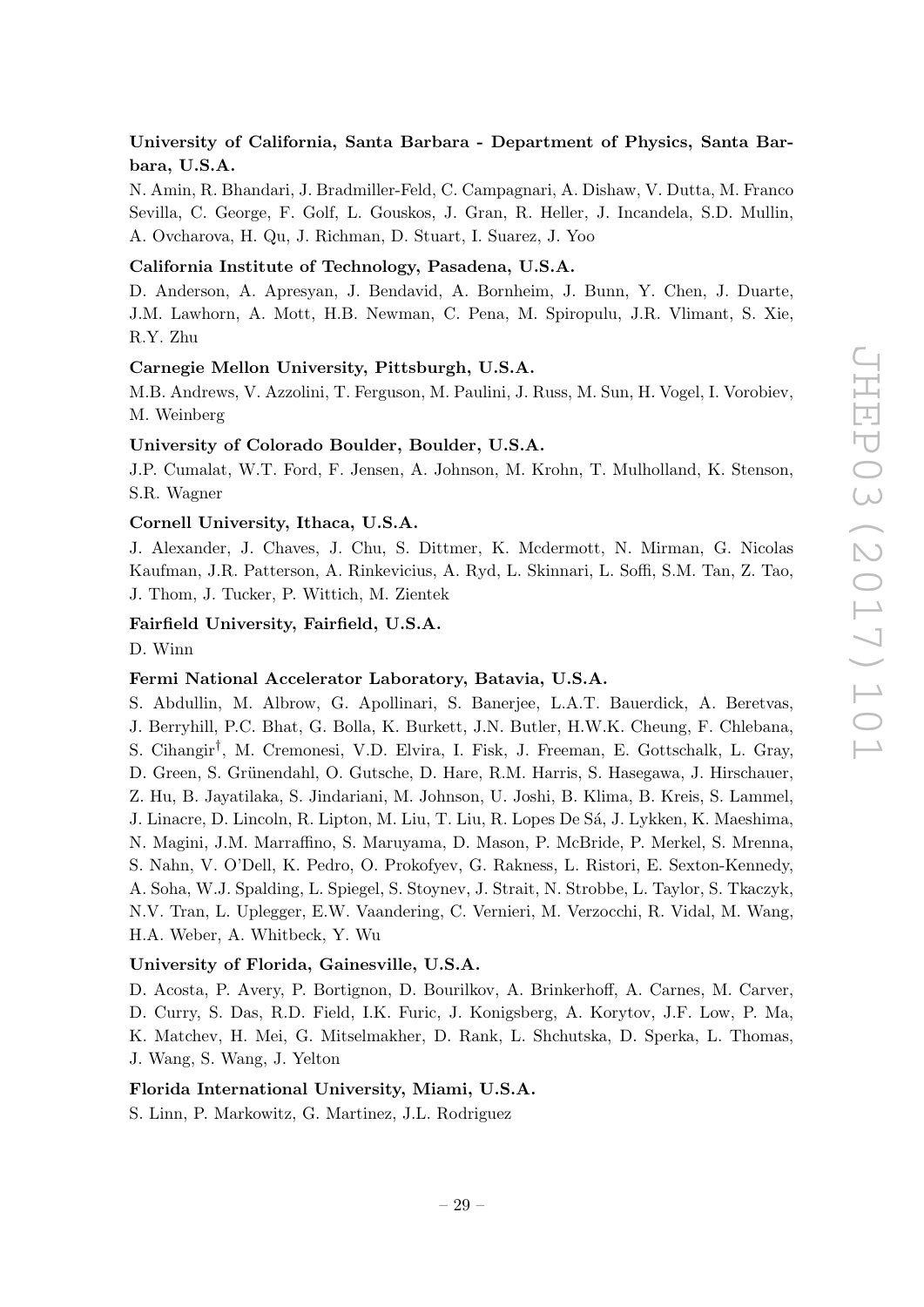**University of California, Santa Barbara - Department of Physics, Santa Barbara, U.S.A.**

N. Amin, R. Bhandari, J. Bradmiller-Feld, C. Campagnari, A. Dishaw, V. Dutta, M. Franco Sevilla, C. George, F. Golf, L. Gouskos, J. Gran, R. Heller, J. Incandela, S.D. Mullin, A. Ovcharova, H. Qu, J. Richman, D. Stuart, I. Suarez, J. Yoo

**California Institute of Technology, Pasadena, U.S.A.**

D. Anderson, A. Apresyan, J. Bendavid, A. Bornheim, J. Bunn, Y. Chen, J. Duarte, J.M. Lawhorn, A. Mott, H.B. Newman, C. Pena, M. Spiropulu, J.R. Vlimant, S. Xie, R.Y. Zhu

**Carnegie Mellon University, Pittsburgh, U.S.A.**

M.B. Andrews, V. Azzolini, T. Ferguson, M. Paulini, J. Russ, M. Sun, H. Vogel, I. Vorobiev, M. Weinberg

**University of Colorado Boulder, Boulder, U.S.A.**

J.P. Cumalat, W.T. Ford, F. Jensen, A. Johnson, M. Krohn, T. Mulholland, K. Stenson, S.R. Wagner

**Cornell University, Ithaca, U.S.A.**

J. Alexander, J. Chaves, J. Chu, S. Dittmer, K. Mcdermott, N. Mirman, G. Nicolas Kaufman, J.R. Patterson, A. Rinkevicius, A. Ryd, L. Skinnari, L. Soffi, S.M. Tan, Z. Tao, J. Thom, J. Tucker, P. Wittich, M. Zientek

**Fairfield University, Fairfield, U.S.A.**

D. Winn

**Fermi National Accelerator Laboratory, Batavia, U.S.A.**

S. Abdullin, M. Albrow, G. Apollinari, S. Banerjee, L.A.T. Bauerdick, A. Beretvas, J. Berryhill, P.C. Bhat, G. Bolla, K. Burkett, J.N. Butler, H.W.K. Cheung, F. Chlebana, S. Cihangir[†], M. Cremonesi, V.D. Elvira, I. Fisk, J. Freeman, E. Gottschalk, L. Gray, D. Green, S. Grünendahl, O. Gutsche, D. Hare, R.M. Harris, S. Hasegawa, J. Hirschauer, Z. Hu, B. Jayatilaka, S. Jindariani, M. Johnson, U. Joshi, B. Klima, B. Kreis, S. Lammel, J. Linacre, D. Lincoln, R. Lipton, M. Liu, T. Liu, R. Lopes De Sá, J. Lykken, K. Maeshima, N. Magini, J.M. Marraffino, S. Maruyama, D. Mason, P. McBride, P. Merkel, S. Mrenna, S. Nahn, V. O'Dell, K. Pedro, O. Prokofyev, G. Rakness, L. Ristori, E. Sexton-Kennedy, A. Soha, W.J. Spalding, L. Spiegel, S. Stoynev, J. Strait, N. Strobbe, L. Taylor, S. Tkaczyk, N.V. Tran, L. Uplegger, E.W. Vaandering, C. Vernieri, M. Verzocchi, R. Vidal, M. Wang, H.A. Weber, A. Whitbeck, Y. Wu

**University of Florida, Gainesville, U.S.A.**

D. Acosta, P. Avery, P. Bortignon, D. Bourilkov, A. Brinkerhoff, A. Carnes, M. Carver, D. Curry, S. Das, R.D. Field, I.K. Furic, J. Konigsberg, A. Korytov, J.F. Low, P. Ma, K. Matchev, H. Mei, G. Mitselmakher, D. Rank, L. Shchutska, D. Sperka, L. Thomas, J. Wang, S. Wang, J. Yelton

**Florida International University, Miami, U.S.A.**

S. Linn, P. Markowitz, G. Martinez, J.L. Rodriguez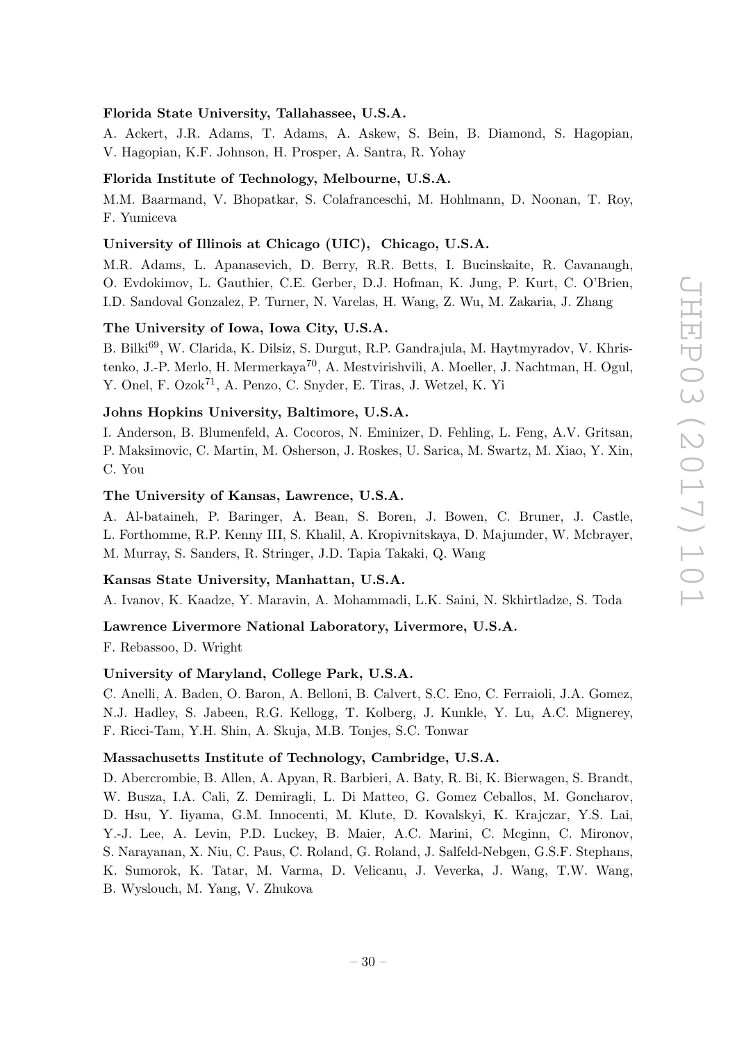**Florida State University, Tallahassee, U.S.A.**

A. Ackert, J.R. Adams, T. Adams, A. Askew, S. Bein, B. Diamond, S. Hagopian, V. Hagopian, K.F. Johnson, H. Prosper, A. Santra, R. Yohay

**Florida Institute of Technology, Melbourne, U.S.A.**

M.M. Baarmand, V. Bhopatkar, S. Colafranceschi, M. Hohlmann, D. Noonan, T. Roy, F. Yumiceva

**University of Illinois at Chicago (UIC), Chicago, U.S.A.**

M.R. Adams, L. Apanasevich, D. Berry, R.R. Betts, I. Bucinskaite, R. Cavanaugh, O. Evdokimov, L. Gauthier, C.E. Gerber, D.J. Hofman, K. Jung, P. Kurt, C. O'Brien, I.D. Sandoval Gonzalez, P. Turner, N. Varelas, H. Wang, Z. Wu, M. Zakaria, J. Zhang

**The University of Iowa, Iowa City, U.S.A.**

B. Bilki[69], W. Clarida, K. Dilsiz, S. Durgut, R.P. Gandrajula, M. Haytmyradov, V. Khristenko, J.-P. Merlo, H. Mermerkaya[70], A. Mestvirishvili, A. Moeller, J. Nachtman, H. Ogul, Y. Onel, F. Ozok[71], A. Penzo, C. Snyder, E. Tiras, J. Wetzel, K. Yi

**Johns Hopkins University, Baltimore, U.S.A.**

I. Anderson, B. Blumenfeld, A. Cocoros, N. Eminizer, D. Fehling, L. Feng, A.V. Gritsan, P. Maksimovic, C. Martin, M. Osherson, J. Roskes, U. Sarica, M. Swartz, M. Xiao, Y. Xin, C. You

**The University of Kansas, Lawrence, U.S.A.**

A. Al-bataineh, P. Baringer, A. Bean, S. Boren, J. Bowen, C. Bruner, J. Castle, L. Forthomme, R.P. Kenny III, S. Khalil, A. Kropivnitskaya, D. Majumder, W. Mcbrayer, M. Murray, S. Sanders, R. Stringer, J.D. Tapia Takaki, Q. Wang

**Kansas State University, Manhattan, U.S.A.**

A. Ivanov, K. Kaadze, Y. Maravin, A. Mohammadi, L.K. Saini, N. Skhirtladze, S. Toda

**Lawrence Livermore National Laboratory, Livermore, U.S.A.**

F. Rebassoo, D. Wright

**University of Maryland, College Park, U.S.A.**

C. Anelli, A. Baden, O. Baron, A. Belloni, B. Calvert, S.C. Eno, C. Ferraioli, J.A. Gomez, N.J. Hadley, S. Jabeen, R.G. Kellogg, T. Kolberg, J. Kunkle, Y. Lu, A.C. Mignerey, F. Ricci-Tam, Y.H. Shin, A. Skuja, M.B. Tonjes, S.C. Tonwar

**Massachusetts Institute of Technology, Cambridge, U.S.A.**

D. Abercrombie, B. Allen, A. Apyan, R. Barbieri, A. Baty, R. Bi, K. Bierwagen, S. Brandt, W. Busza, I.A. Cali, Z. Demiragli, L. Di Matteo, G. Gomez Ceballos, M. Goncharov, D. Hsu, Y. Iiyama, G.M. Innocenti, M. Klute, D. Kovalskyi, K. Krajczar, Y.S. Lai, Y.-J. Lee, A. Levin, P.D. Luckey, B. Maier, A.C. Marini, C. Mcginn, C. Mironov, S. Narayanan, X. Niu, C. Paus, C. Roland, G. Roland, J. Salfeld-Nebgen, G.S.F. Stephans, K. Sumorok, K. Tatar, M. Varma, D. Velicanu, J. Veverka, J. Wang, T.W. Wang, B. Wyslouch, M. Yang, V. Zhukova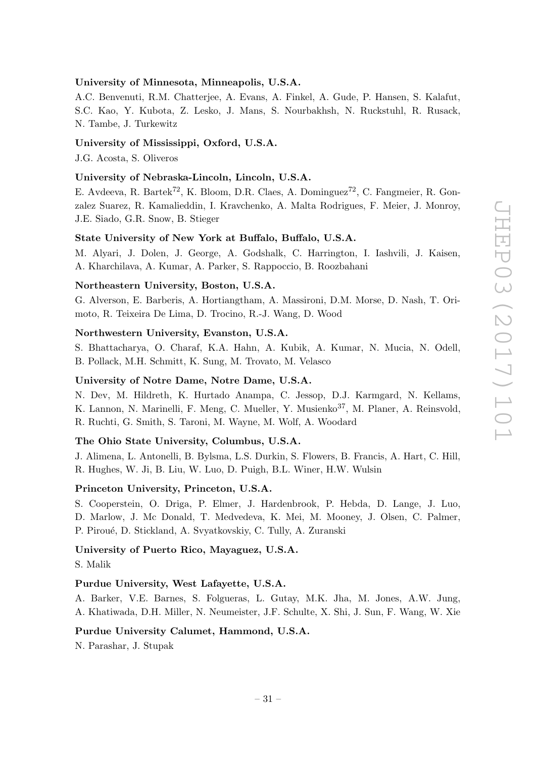**University of Minnesota, Minneapolis, U.S.A.**

A.C. Benvenuti, R.M. Chatterjee, A. Evans, A. Finkel, A. Gude, P. Hansen, S. Kalafut, S.C. Kao, Y. Kubota, Z. Lesko, J. Mans, S. Nourbakhsh, N. Ruckstuhl, R. Rusack, N. Tambe, J. Turkewitz

**University of Mississippi, Oxford, U.S.A.**

J.G. Acosta, S. Oliveros

**University of Nebraska-Lincoln, Lincoln, U.S.A.**

E. Avdeeva, R. Bartek[72], K. Bloom, D.R. Claes, A. Dominguez[72], C. Fangmeier, R. Gonzalez Suarez, R. Kamalieddin, I. Kravchenko, A. Malta Rodrigues, F. Meier, J. Monroy, J.E. Siado, G.R. Snow, B. Stieger

**State University of New York at Buffalo, Buffalo, U.S.A.**

M. Alyari, J. Dolen, J. George, A. Godshalk, C. Harrington, I. Iashvili, J. Kaisen, A. Kharchilava, A. Kumar, A. Parker, S. Rappoccio, B. Roozbahani

**Northeastern University, Boston, U.S.A.**

G. Alverson, E. Barberis, A. Hortiangtham, A. Massironi, D.M. Morse, D. Nash, T. Orimoto, R. Teixeira De Lima, D. Trocino, R.-J. Wang, D. Wood

**Northwestern University, Evanston, U.S.A.**

S. Bhattacharya, O. Charaf, K.A. Hahn, A. Kubik, A. Kumar, N. Mucia, N. Odell, B. Pollack, M.H. Schmitt, K. Sung, M. Trovato, M. Velasco

**University of Notre Dame, Notre Dame, U.S.A.**

N. Dev, M. Hildreth, K. Hurtado Anampa, C. Jessop, D.J. Karmgard, N. Kellams, K. Lannon, N. Marinelli, F. Meng, C. Mueller, Y. Musienko[37], M. Planer, A. Reinsvold, R. Ruchti, G. Smith, S. Taroni, M. Wayne, M. Wolf, A. Woodard

**The Ohio State University, Columbus, U.S.A.**

J. Alimena, L. Antonelli, B. Bylsma, L.S. Durkin, S. Flowers, B. Francis, A. Hart, C. Hill, R. Hughes, W. Ji, B. Liu, W. Luo, D. Puigh, B.L. Winer, H.W. Wulsin

**Princeton University, Princeton, U.S.A.**

S. Cooperstein, O. Driga, P. Elmer, J. Hardenbrook, P. Hebda, D. Lange, J. Luo, D. Marlow, J. Mc Donald, T. Medvedeva, K. Mei, M. Mooney, J. Olsen, C. Palmer, P. Piroué, D. Stickland, A. Svyatkovskiy, C. Tully, A. Zuranski

**University of Puerto Rico, Mayaguez, U.S.A.**

S. Malik

**Purdue University, West Lafayette, U.S.A.**

A. Barker, V.E. Barnes, S. Folgueras, L. Gutay, M.K. Jha, M. Jones, A.W. Jung, A. Khatiwada, D.H. Miller, N. Neumeister, J.F. Schulte, X. Shi, J. Sun, F. Wang, W. Xie

**Purdue University Calumet, Hammond, U.S.A.**

N. Parashar, J. Stupak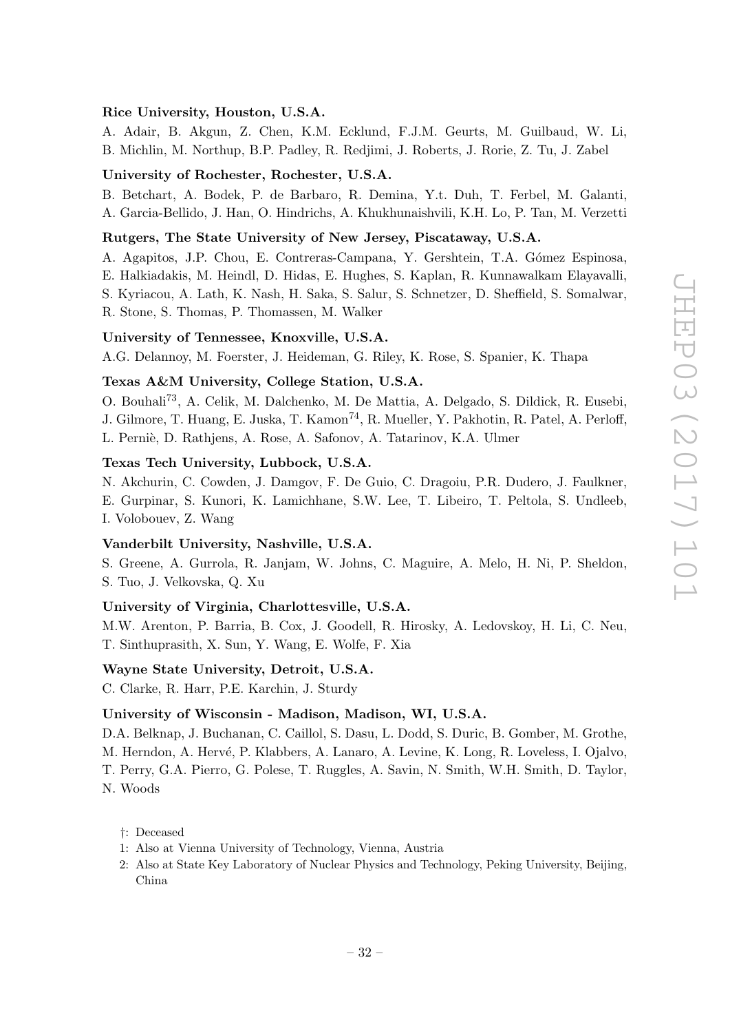**Rice University, Houston, U.S.A.**

A. Adair, B. Akgun, Z. Chen, K.M. Ecklund, F.J.M. Geurts, M. Guilbaud, W. Li, B. Michlin, M. Northup, B.P. Padley, R. Redjimi, J. Roberts, J. Rorie, Z. Tu, J. Zabel

**University of Rochester, Rochester, U.S.A.**

B. Betchart, A. Bodek, P. de Barbaro, R. Demina, Y.t. Duh, T. Ferbel, M. Galanti, A. Garcia-Bellido, J. Han, O. Hindrichs, A. Khukhunaishvili, K.H. Lo, P. Tan, M. Verzetti

**Rutgers, The State University of New Jersey, Piscataway, U.S.A.**

A. Agapitos, J.P. Chou, E. Contreras-Campana, Y. Gershtein, T.A. Gómez Espinosa, E. Halkiadakis, M. Heindl, D. Hidas, E. Hughes, S. Kaplan, R. Kunnawalkam Elayavalli, S. Kyriacou, A. Lath, K. Nash, H. Saka, S. Salur, S. Schnetzer, D. Sheffield, S. Somalwar, R. Stone, S. Thomas, P. Thomassen, M. Walker

**University of Tennessee, Knoxville, U.S.A.**

A.G. Delannoy, M. Foerster, J. Heideman, G. Riley, K. Rose, S. Spanier, K. Thapa

**Texas A&M University, College Station, U.S.A.**

O. Bouhali[73], A. Celik, M. Dalchenko, M. De Mattia, A. Delgado, S. Dildick, R. Eusebi, J. Gilmore, T. Huang, E. Juska, T. Kamon[74], R. Mueller, Y. Pakhotin, R. Patel, A. Perloff, L. Perniè, D. Rathjens, A. Rose, A. Safonov, A. Tatarinov, K.A. Ulmer

**Texas Tech University, Lubbock, U.S.A.**

N. Akchurin, C. Cowden, J. Damgov, F. De Guio, C. Dragoiu, P.R. Dudero, J. Faulkner, E. Gurpinar, S. Kunori, K. Lamichhane, S.W. Lee, T. Libeiro, T. Peltola, S. Undleeb, I. Volobouev, Z. Wang

**Vanderbilt University, Nashville, U.S.A.**

S. Greene, A. Gurrola, R. Janjam, W. Johns, C. Maguire, A. Melo, H. Ni, P. Sheldon, S. Tuo, J. Velkovska, Q. Xu

**University of Virginia, Charlottesville, U.S.A.**

M.W. Arenton, P. Barria, B. Cox, J. Goodell, R. Hirosky, A. Ledovskoy, H. Li, C. Neu, T. Sinthuprasith, X. Sun, Y. Wang, E. Wolfe, F. Xia

**Wayne State University, Detroit, U.S.A.**

C. Clarke, R. Harr, P.E. Karchin, J. Sturdy

**University of Wisconsin - Madison, Madison, WI, U.S.A.**

D.A. Belknap, J. Buchanan, C. Caillol, S. Dasu, L. Dodd, S. Duric, B. Gomber, M. Grothe, M. Herndon, A. Hervé, P. Klabbers, A. Lanaro, A. Levine, K. Long, R. Loveless, I. Ojalvo, T. Perry, G.A. Pierro, G. Polese, T. Ruggles, A. Savin, N. Smith, W.H. Smith, D. Taylor, N. Woods

†: Deceased

1: Also at Vienna University of Technology, Vienna, Austria

2: Also at State Key Laboratory of Nuclear Physics and Technology, Peking University, Beijing, China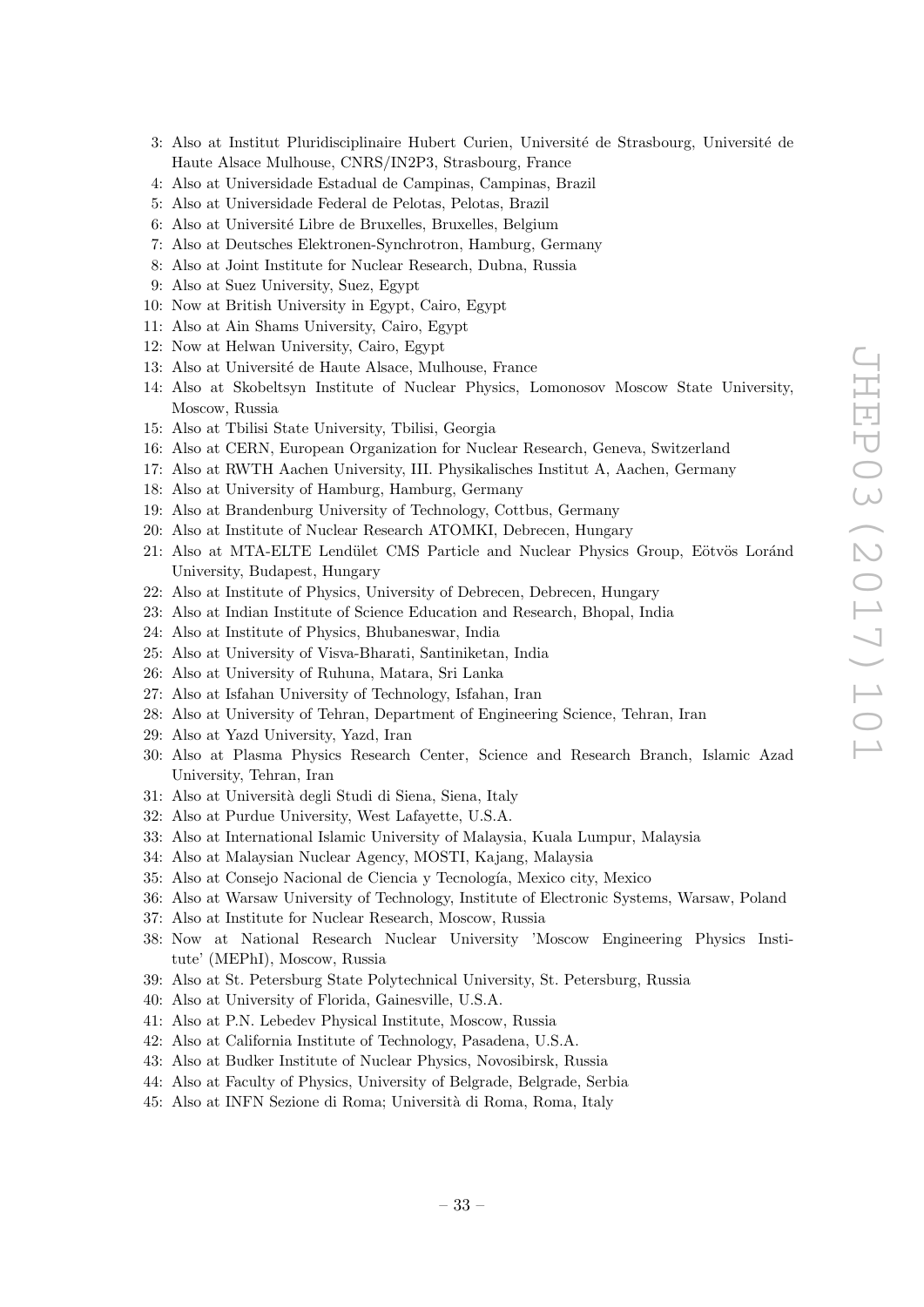3: Also at Institut Pluridisciplinaire Hubert Curien, Université de Strasbourg, Université de Haute Alsace Mulhouse, CNRS/IN2P3, Strasbourg, France
4: Also at Universidade Estadual de Campinas, Campinas, Brazil
5: Also at Universidade Federal de Pelotas, Pelotas, Brazil
6: Also at Université Libre de Bruxelles, Bruxelles, Belgium
7: Also at Deutsches Elektronen-Synchrotron, Hamburg, Germany
8: Also at Joint Institute for Nuclear Research, Dubna, Russia
9: Also at Suez University, Suez, Egypt
10: Now at British University in Egypt, Cairo, Egypt
11: Also at Ain Shams University, Cairo, Egypt
12: Now at Helwan University, Cairo, Egypt
13: Also at Université de Haute Alsace, Mulhouse, France
14: Also at Skobeltsyn Institute of Nuclear Physics, Lomonosov Moscow State University, Moscow, Russia
15: Also at Tbilisi State University, Tbilisi, Georgia
16: Also at CERN, European Organization for Nuclear Research, Geneva, Switzerland
17: Also at RWTH Aachen University, III. Physikalisches Institut A, Aachen, Germany
18: Also at University of Hamburg, Hamburg, Germany
19: Also at Brandenburg University of Technology, Cottbus, Germany
20: Also at Institute of Nuclear Research ATOMKI, Debrecen, Hungary
21: Also at MTA-ELTE Lendület CMS Particle and Nuclear Physics Group, Eötvös Loránd University, Budapest, Hungary
22: Also at Institute of Physics, University of Debrecen, Debrecen, Hungary
23: Also at Indian Institute of Science Education and Research, Bhopal, India
24: Also at Institute of Physics, Bhubaneswar, India
25: Also at University of Visva-Bharati, Santiniketan, India
26: Also at University of Ruhuna, Matara, Sri Lanka
27: Also at Isfahan University of Technology, Isfahan, Iran
28: Also at University of Tehran, Department of Engineering Science, Tehran, Iran
29: Also at Yazd University, Yazd, Iran
30: Also at Plasma Physics Research Center, Science and Research Branch, Islamic Azad University, Tehran, Iran
31: Also at Università degli Studi di Siena, Siena, Italy
32: Also at Purdue University, West Lafayette, U.S.A.
33: Also at International Islamic University of Malaysia, Kuala Lumpur, Malaysia
34: Also at Malaysian Nuclear Agency, MOSTI, Kajang, Malaysia
35: Also at Consejo Nacional de Ciencia y Tecnología, Mexico city, Mexico
36: Also at Warsaw University of Technology, Institute of Electronic Systems, Warsaw, Poland
37: Also at Institute for Nuclear Research, Moscow, Russia
38: Now at National Research Nuclear University 'Moscow Engineering Physics Institute' (MEPhI), Moscow, Russia
39: Also at St. Petersburg State Polytechnical University, St. Petersburg, Russia
40: Also at University of Florida, Gainesville, U.S.A.
41: Also at P.N. Lebedev Physical Institute, Moscow, Russia
42: Also at California Institute of Technology, Pasadena, U.S.A.
43: Also at Budker Institute of Nuclear Physics, Novosibirsk, Russia
44: Also at Faculty of Physics, University of Belgrade, Belgrade, Serbia
45: Also at INFN Sezione di Roma; Università di Roma, Roma, Italy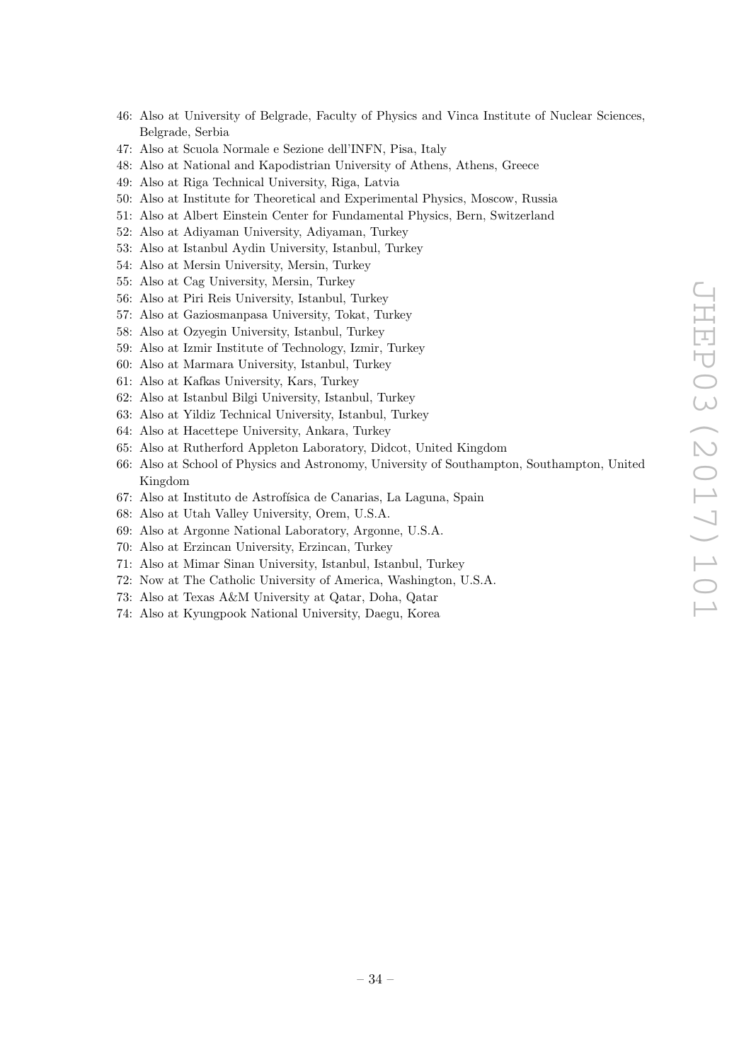46: Also at University of Belgrade, Faculty of Physics and Vinca Institute of Nuclear Sciences, Belgrade, Serbia
47: Also at Scuola Normale e Sezione dell'INFN, Pisa, Italy
48: Also at National and Kapodistrian University of Athens, Athens, Greece
49: Also at Riga Technical University, Riga, Latvia
50: Also at Institute for Theoretical and Experimental Physics, Moscow, Russia
51: Also at Albert Einstein Center for Fundamental Physics, Bern, Switzerland
52: Also at Adiyaman University, Adiyaman, Turkey
53: Also at Istanbul Aydin University, Istanbul, Turkey
54: Also at Mersin University, Mersin, Turkey
55: Also at Cag University, Mersin, Turkey
56: Also at Piri Reis University, Istanbul, Turkey
57: Also at Gaziosmanpasa University, Tokat, Turkey
58: Also at Ozyegin University, Istanbul, Turkey
59: Also at Izmir Institute of Technology, Izmir, Turkey
60: Also at Marmara University, Istanbul, Turkey
61: Also at Kafkas University, Kars, Turkey
62: Also at Istanbul Bilgi University, Istanbul, Turkey
63: Also at Yildiz Technical University, Istanbul, Turkey
64: Also at Hacettepe University, Ankara, Turkey
65: Also at Rutherford Appleton Laboratory, Didcot, United Kingdom
66: Also at School of Physics and Astronomy, University of Southampton, Southampton, United Kingdom
67: Also at Instituto de Astrofísica de Canarias, La Laguna, Spain
68: Also at Utah Valley University, Orem, U.S.A.
69: Also at Argonne National Laboratory, Argonne, U.S.A.
70: Also at Erzincan University, Erzincan, Turkey
71: Also at Mimar Sinan University, Istanbul, Istanbul, Turkey
72: Now at The Catholic University of America, Washington, U.S.A.
73: Also at Texas A&M University at Qatar, Doha, Qatar
74: Also at Kyungpook National University, Daegu, Korea